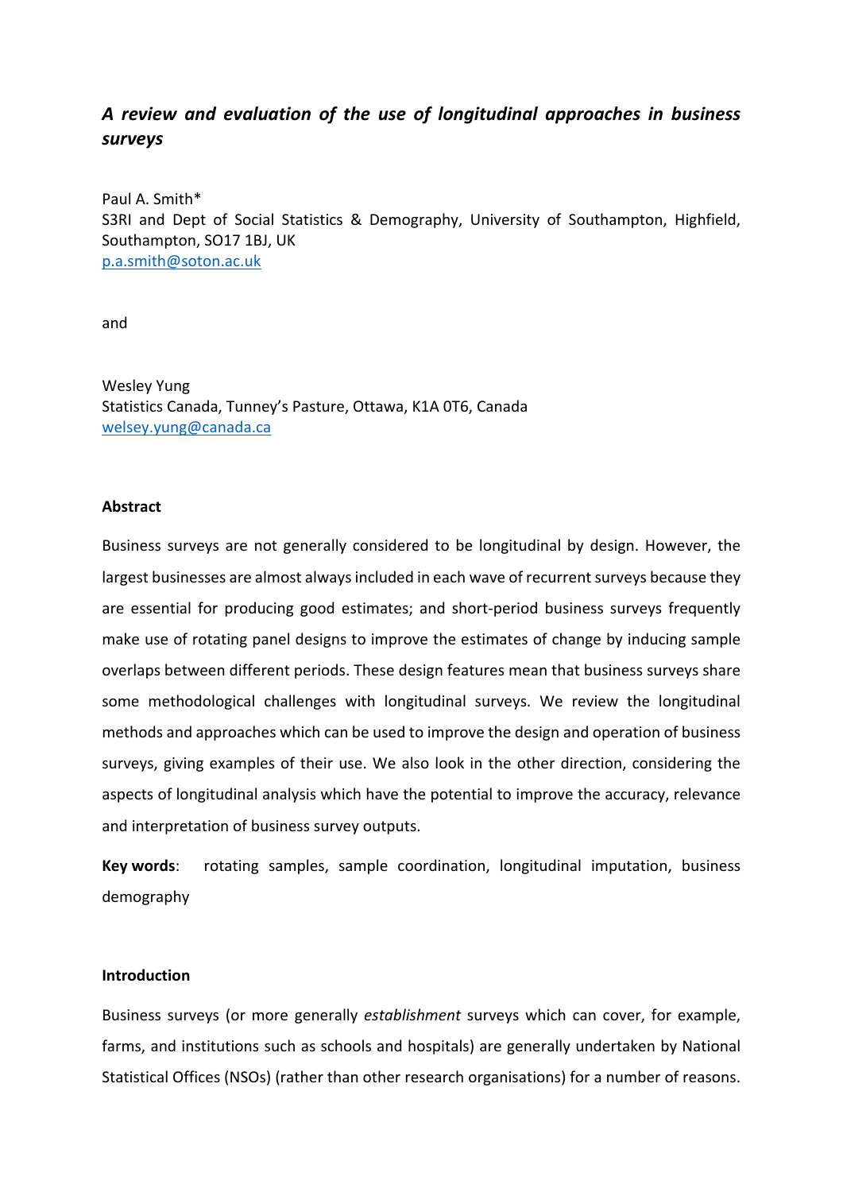# *A review and evaluation of the use of longitudinal approaches in business surveys*

Paul A. Smith*
S3RI and Dept of Social Statistics & Demography, University of Southampton, Highfield, Southampton, SO17 1BJ, UK
p.a.smith@soton.ac.uk

and

Wesley Yung
Statistics Canada, Tunney's Pasture, Ottawa, K1A 0T6, Canada
welsey.yung@canada.ca

**Abstract**

Business surveys are not generally considered to be longitudinal by design. However, the largest businesses are almost always included in each wave of recurrent surveys because they are essential for producing good estimates; and short-period business surveys frequently make use of rotating panel designs to improve the estimates of change by inducing sample overlaps between different periods. These design features mean that business surveys share some methodological challenges with longitudinal surveys. We review the longitudinal methods and approaches which can be used to improve the design and operation of business surveys, giving examples of their use. We also look in the other direction, considering the aspects of longitudinal analysis which have the potential to improve the accuracy, relevance and interpretation of business survey outputs.

**Key words**: rotating samples, sample coordination, longitudinal imputation, business demography

**Introduction**

Business surveys (or more generally *establishment* surveys which can cover, for example, farms, and institutions such as schools and hospitals) are generally undertaken by National Statistical Offices (NSOs) (rather than other research organisations) for a number of reasons.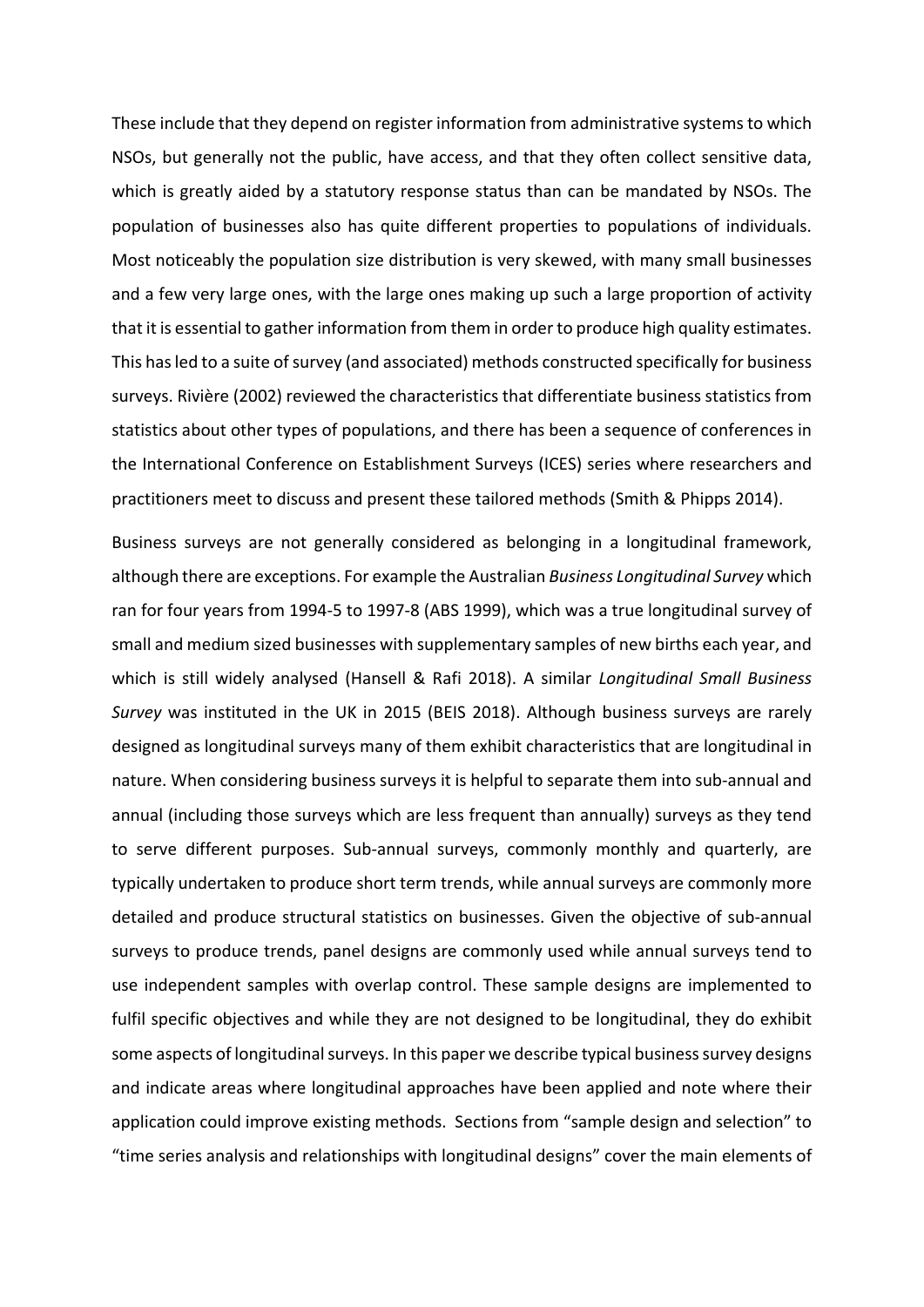These include that they depend on register information from administrative systems to which NSOs, but generally not the public, have access, and that they often collect sensitive data, which is greatly aided by a statutory response status than can be mandated by NSOs. The population of businesses also has quite different properties to populations of individuals. Most noticeably the population size distribution is very skewed, with many small businesses and a few very large ones, with the large ones making up such a large proportion of activity that it is essential to gather information from them in order to produce high quality estimates. This has led to a suite of survey (and associated) methods constructed specifically for business surveys. Rivière (2002) reviewed the characteristics that differentiate business statistics from statistics about other types of populations, and there has been a sequence of conferences in the International Conference on Establishment Surveys (ICES) series where researchers and practitioners meet to discuss and present these tailored methods (Smith & Phipps 2014).

Business surveys are not generally considered as belonging in a longitudinal framework, although there are exceptions. For example the Australian *Business Longitudinal Survey* which ran for four years from 1994-5 to 1997-8 (ABS 1999), which was a true longitudinal survey of small and medium sized businesses with supplementary samples of new births each year, and which is still widely analysed (Hansell & Rafi 2018). A similar *Longitudinal Small Business Survey* was instituted in the UK in 2015 (BEIS 2018). Although business surveys are rarely designed as longitudinal surveys many of them exhibit characteristics that are longitudinal in nature. When considering business surveys it is helpful to separate them into sub-annual and annual (including those surveys which are less frequent than annually) surveys as they tend to serve different purposes. Sub-annual surveys, commonly monthly and quarterly, are typically undertaken to produce short term trends, while annual surveys are commonly more detailed and produce structural statistics on businesses. Given the objective of sub-annual surveys to produce trends, panel designs are commonly used while annual surveys tend to use independent samples with overlap control. These sample designs are implemented to fulfil specific objectives and while they are not designed to be longitudinal, they do exhibit some aspects of longitudinal surveys. In this paper we describe typical business survey designs and indicate areas where longitudinal approaches have been applied and note where their application could improve existing methods. Sections from "sample design and selection" to "time series analysis and relationships with longitudinal designs" cover the main elements of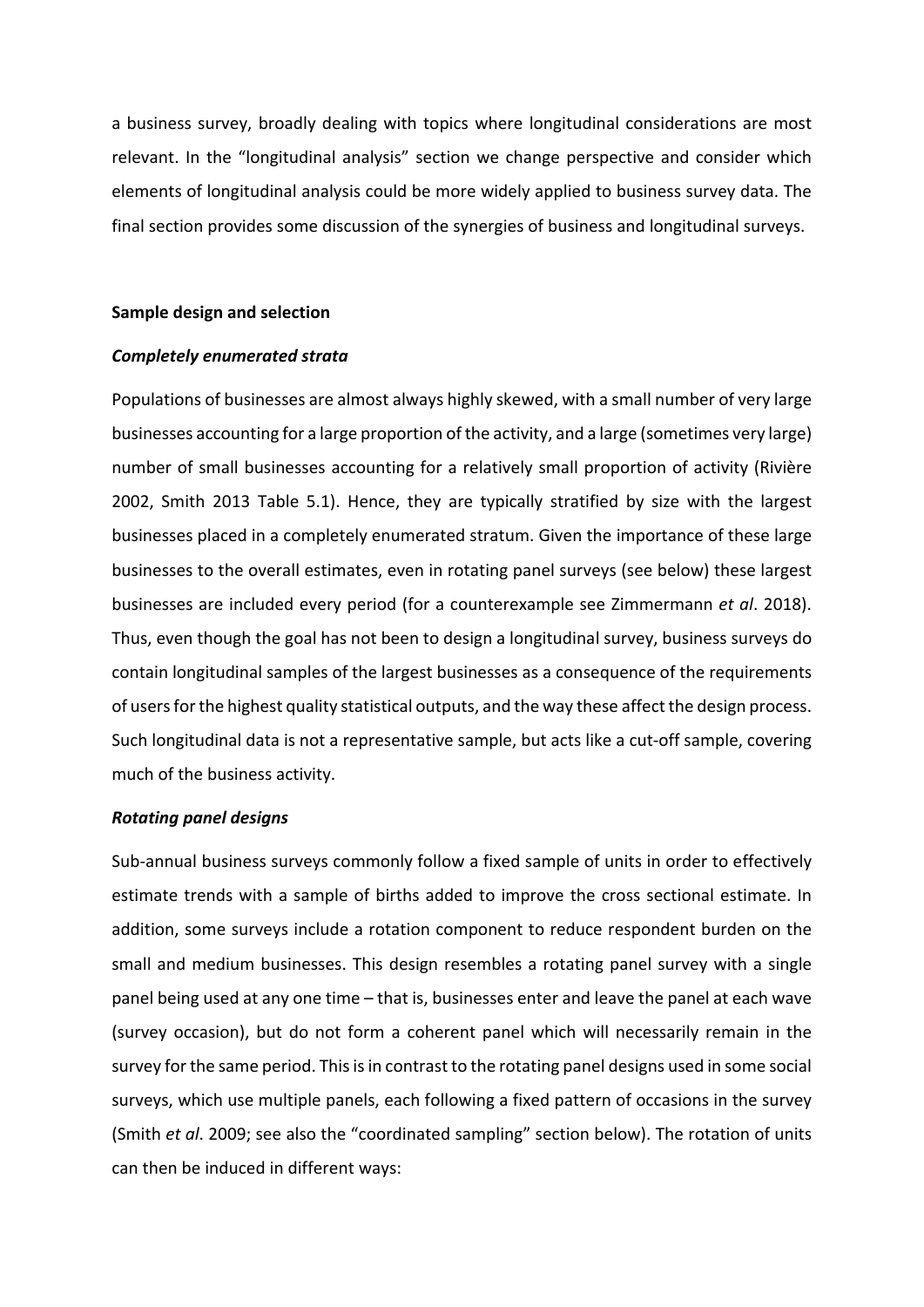a business survey, broadly dealing with topics where longitudinal considerations are most relevant. In the "longitudinal analysis" section we change perspective and consider which elements of longitudinal analysis could be more widely applied to business survey data. The final section provides some discussion of the synergies of business and longitudinal surveys.

## Sample design and selection

### *Completely enumerated strata*

Populations of businesses are almost always highly skewed, with a small number of very large businesses accounting for a large proportion of the activity, and a large (sometimes very large) number of small businesses accounting for a relatively small proportion of activity (Rivière 2002, Smith 2013 Table 5.1). Hence, they are typically stratified by size with the largest businesses placed in a completely enumerated stratum. Given the importance of these large businesses to the overall estimates, even in rotating panel surveys (see below) these largest businesses are included every period (for a counterexample see Zimmermann *et al*. 2018). Thus, even though the goal has not been to design a longitudinal survey, business surveys do contain longitudinal samples of the largest businesses as a consequence of the requirements of users for the highest quality statistical outputs, and the way these affect the design process. Such longitudinal data is not a representative sample, but acts like a cut-off sample, covering much of the business activity.

### *Rotating panel designs*

Sub-annual business surveys commonly follow a fixed sample of units in order to effectively estimate trends with a sample of births added to improve the cross sectional estimate. In addition, some surveys include a rotation component to reduce respondent burden on the small and medium businesses. This design resembles a rotating panel survey with a single panel being used at any one time – that is, businesses enter and leave the panel at each wave (survey occasion), but do not form a coherent panel which will necessarily remain in the survey for the same period. This is in contrast to the rotating panel designs used in some social surveys, which use multiple panels, each following a fixed pattern of occasions in the survey (Smith *et al*. 2009; see also the "coordinated sampling" section below). The rotation of units can then be induced in different ways: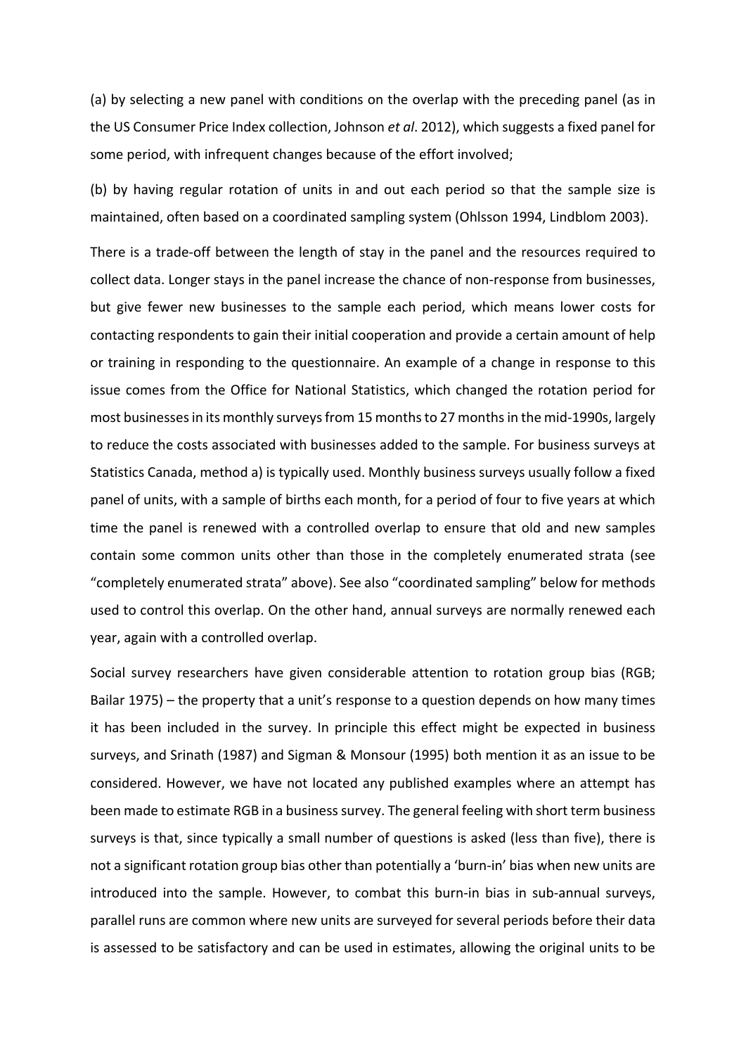(a) by selecting a new panel with conditions on the overlap with the preceding panel (as in the US Consumer Price Index collection, Johnson *et al*. 2012), which suggests a fixed panel for some period, with infrequent changes because of the effort involved;

(b) by having regular rotation of units in and out each period so that the sample size is maintained, often based on a coordinated sampling system (Ohlsson 1994, Lindblom 2003).

There is a trade-off between the length of stay in the panel and the resources required to collect data. Longer stays in the panel increase the chance of non-response from businesses, but give fewer new businesses to the sample each period, which means lower costs for contacting respondents to gain their initial cooperation and provide a certain amount of help or training in responding to the questionnaire. An example of a change in response to this issue comes from the Office for National Statistics, which changed the rotation period for most businesses in its monthly surveys from 15 months to 27 months in the mid-1990s, largely to reduce the costs associated with businesses added to the sample. For business surveys at Statistics Canada, method a) is typically used. Monthly business surveys usually follow a fixed panel of units, with a sample of births each month, for a period of four to five years at which time the panel is renewed with a controlled overlap to ensure that old and new samples contain some common units other than those in the completely enumerated strata (see "completely enumerated strata" above). See also "coordinated sampling" below for methods used to control this overlap. On the other hand, annual surveys are normally renewed each year, again with a controlled overlap.

Social survey researchers have given considerable attention to rotation group bias (RGB; Bailar 1975) – the property that a unit's response to a question depends on how many times it has been included in the survey. In principle this effect might be expected in business surveys, and Srinath (1987) and Sigman & Monsour (1995) both mention it as an issue to be considered. However, we have not located any published examples where an attempt has been made to estimate RGB in a business survey. The general feeling with short term business surveys is that, since typically a small number of questions is asked (less than five), there is not a significant rotation group bias other than potentially a 'burn-in' bias when new units are introduced into the sample. However, to combat this burn-in bias in sub-annual surveys, parallel runs are common where new units are surveyed for several periods before their data is assessed to be satisfactory and can be used in estimates, allowing the original units to be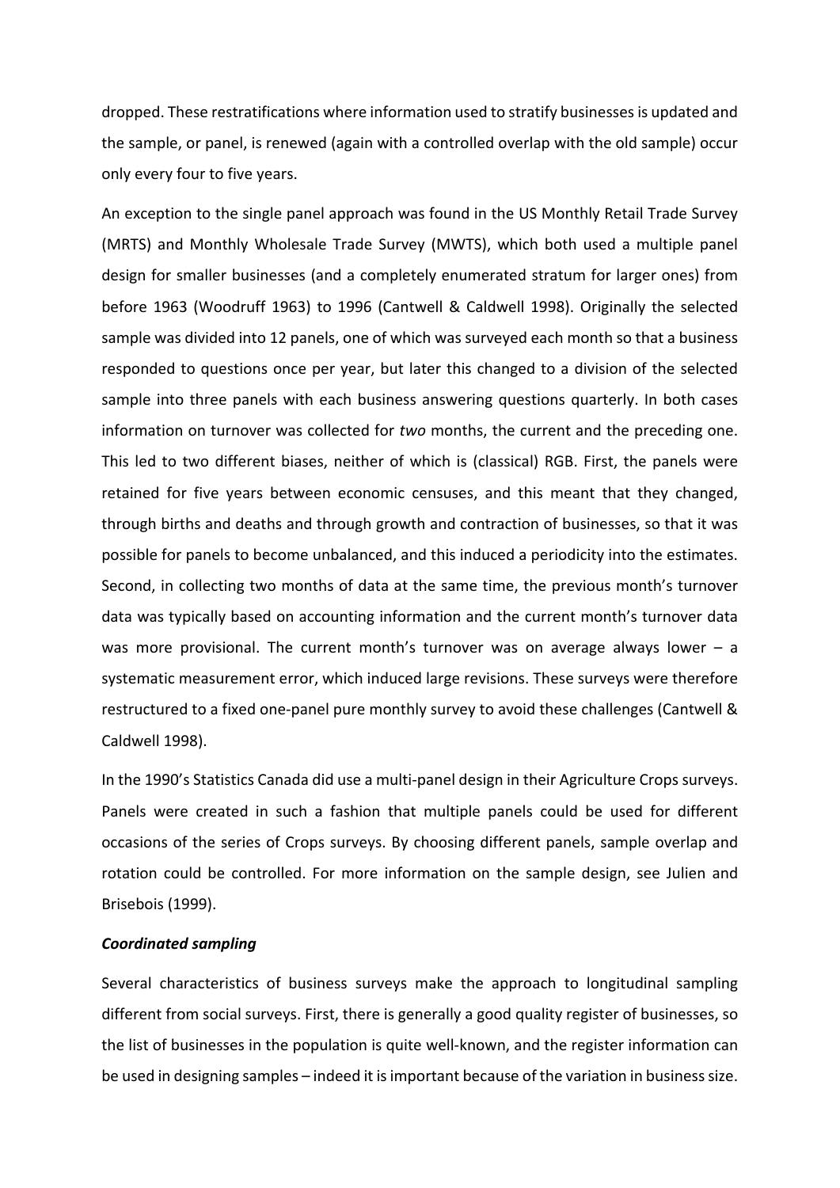dropped. These restratifications where information used to stratify businesses is updated and the sample, or panel, is renewed (again with a controlled overlap with the old sample) occur only every four to five years.

An exception to the single panel approach was found in the US Monthly Retail Trade Survey (MRTS) and Monthly Wholesale Trade Survey (MWTS), which both used a multiple panel design for smaller businesses (and a completely enumerated stratum for larger ones) from before 1963 (Woodruff 1963) to 1996 (Cantwell & Caldwell 1998). Originally the selected sample was divided into 12 panels, one of which was surveyed each month so that a business responded to questions once per year, but later this changed to a division of the selected sample into three panels with each business answering questions quarterly. In both cases information on turnover was collected for *two* months, the current and the preceding one. This led to two different biases, neither of which is (classical) RGB. First, the panels were retained for five years between economic censuses, and this meant that they changed, through births and deaths and through growth and contraction of businesses, so that it was possible for panels to become unbalanced, and this induced a periodicity into the estimates. Second, in collecting two months of data at the same time, the previous month's turnover data was typically based on accounting information and the current month's turnover data was more provisional. The current month's turnover was on average always lower – a systematic measurement error, which induced large revisions. These surveys were therefore restructured to a fixed one-panel pure monthly survey to avoid these challenges (Cantwell & Caldwell 1998).

In the 1990's Statistics Canada did use a multi-panel design in their Agriculture Crops surveys. Panels were created in such a fashion that multiple panels could be used for different occasions of the series of Crops surveys. By choosing different panels, sample overlap and rotation could be controlled. For more information on the sample design, see Julien and Brisebois (1999).

***Coordinated sampling***

Several characteristics of business surveys make the approach to longitudinal sampling different from social surveys. First, there is generally a good quality register of businesses, so the list of businesses in the population is quite well-known, and the register information can be used in designing samples – indeed it is important because of the variation in business size.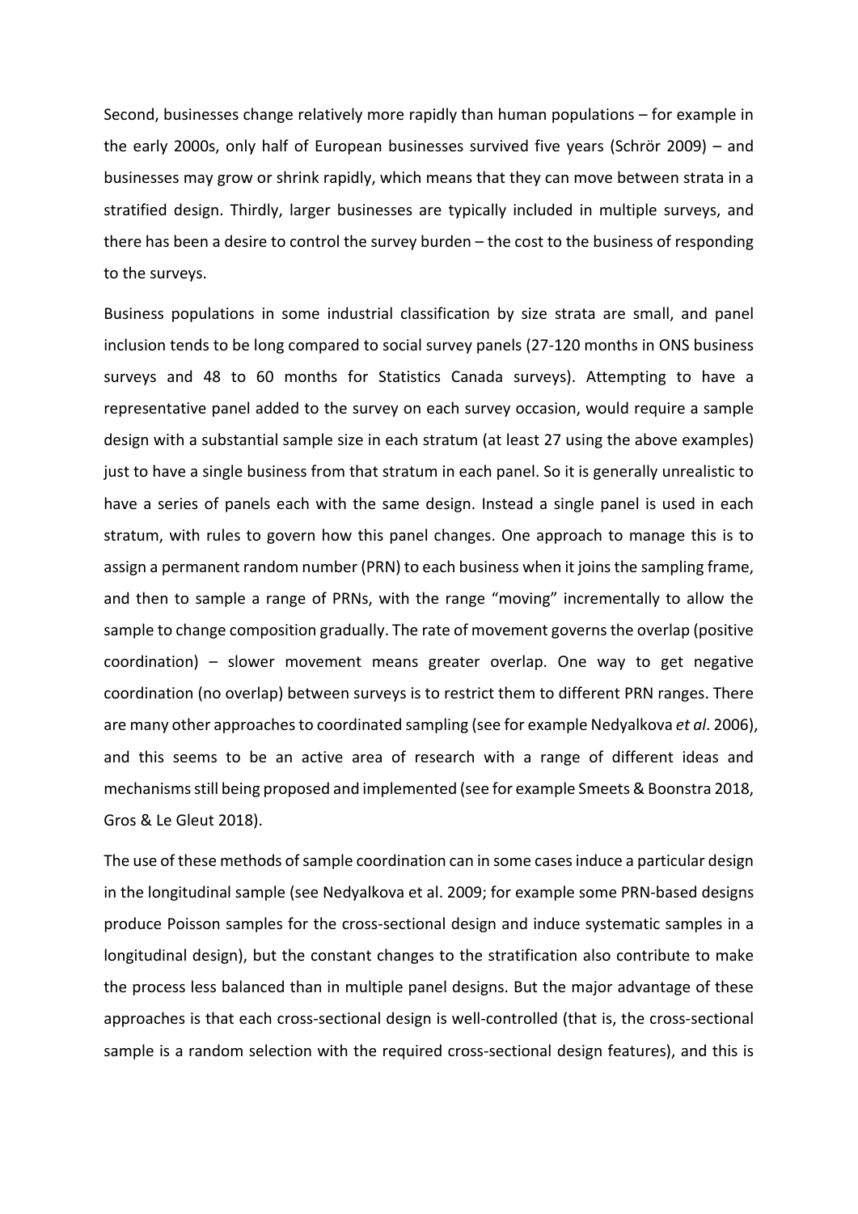Second, businesses change relatively more rapidly than human populations – for example in the early 2000s, only half of European businesses survived five years (Schrör 2009) – and businesses may grow or shrink rapidly, which means that they can move between strata in a stratified design. Thirdly, larger businesses are typically included in multiple surveys, and there has been a desire to control the survey burden – the cost to the business of responding to the surveys.

Business populations in some industrial classification by size strata are small, and panel inclusion tends to be long compared to social survey panels (27-120 months in ONS business surveys and 48 to 60 months for Statistics Canada surveys). Attempting to have a representative panel added to the survey on each survey occasion, would require a sample design with a substantial sample size in each stratum (at least 27 using the above examples) just to have a single business from that stratum in each panel. So it is generally unrealistic to have a series of panels each with the same design. Instead a single panel is used in each stratum, with rules to govern how this panel changes. One approach to manage this is to assign a permanent random number (PRN) to each business when it joins the sampling frame, and then to sample a range of PRNs, with the range "moving" incrementally to allow the sample to change composition gradually. The rate of movement governs the overlap (positive coordination) – slower movement means greater overlap. One way to get negative coordination (no overlap) between surveys is to restrict them to different PRN ranges. There are many other approaches to coordinated sampling (see for example Nedyalkova *et al*. 2006), and this seems to be an active area of research with a range of different ideas and mechanisms still being proposed and implemented (see for example Smeets & Boonstra 2018, Gros & Le Gleut 2018).

The use of these methods of sample coordination can in some cases induce a particular design in the longitudinal sample (see Nedyalkova et al. 2009; for example some PRN-based designs produce Poisson samples for the cross-sectional design and induce systematic samples in a longitudinal design), but the constant changes to the stratification also contribute to make the process less balanced than in multiple panel designs. But the major advantage of these approaches is that each cross-sectional design is well-controlled (that is, the cross-sectional sample is a random selection with the required cross-sectional design features), and this is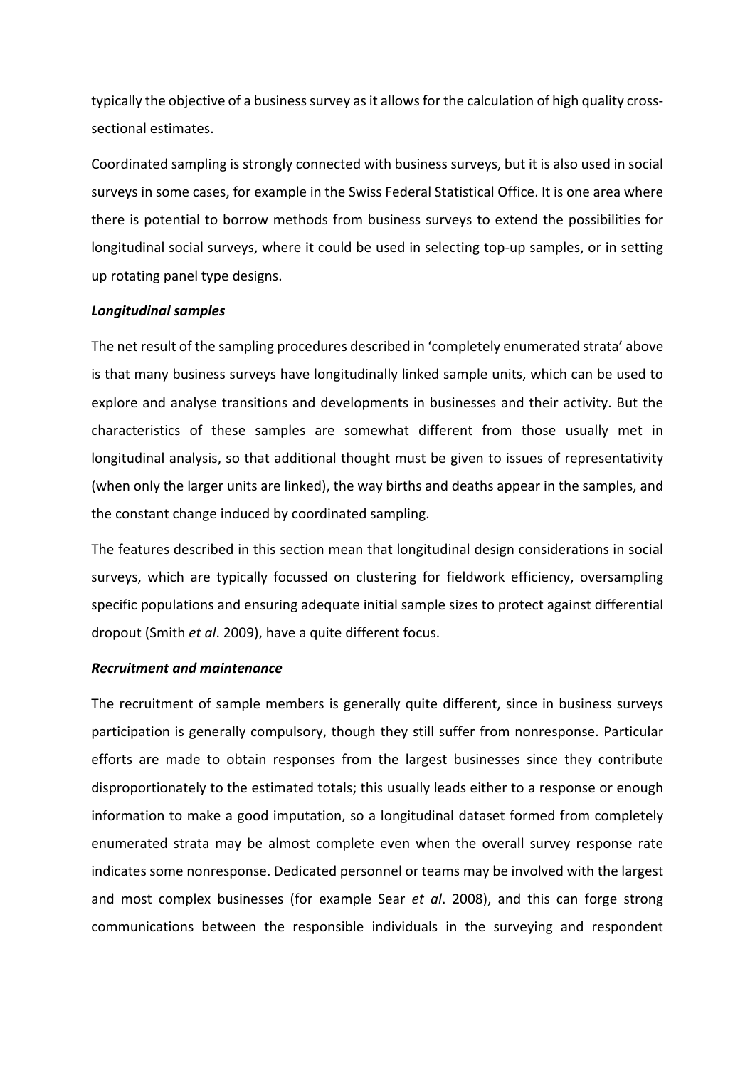typically the objective of a business survey as it allows for the calculation of high quality cross-sectional estimates.

Coordinated sampling is strongly connected with business surveys, but it is also used in social surveys in some cases, for example in the Swiss Federal Statistical Office. It is one area where there is potential to borrow methods from business surveys to extend the possibilities for longitudinal social surveys, where it could be used in selecting top-up samples, or in setting up rotating panel type designs.

***Longitudinal samples***

The net result of the sampling procedures described in 'completely enumerated strata' above is that many business surveys have longitudinally linked sample units, which can be used to explore and analyse transitions and developments in businesses and their activity. But the characteristics of these samples are somewhat different from those usually met in longitudinal analysis, so that additional thought must be given to issues of representativity (when only the larger units are linked), the way births and deaths appear in the samples, and the constant change induced by coordinated sampling.

The features described in this section mean that longitudinal design considerations in social surveys, which are typically focussed on clustering for fieldwork efficiency, oversampling specific populations and ensuring adequate initial sample sizes to protect against differential dropout (Smith *et al*. 2009), have a quite different focus.

***Recruitment and maintenance***

The recruitment of sample members is generally quite different, since in business surveys participation is generally compulsory, though they still suffer from nonresponse. Particular efforts are made to obtain responses from the largest businesses since they contribute disproportionately to the estimated totals; this usually leads either to a response or enough information to make a good imputation, so a longitudinal dataset formed from completely enumerated strata may be almost complete even when the overall survey response rate indicates some nonresponse. Dedicated personnel or teams may be involved with the largest and most complex businesses (for example Sear *et al*. 2008), and this can forge strong communications between the responsible individuals in the surveying and respondent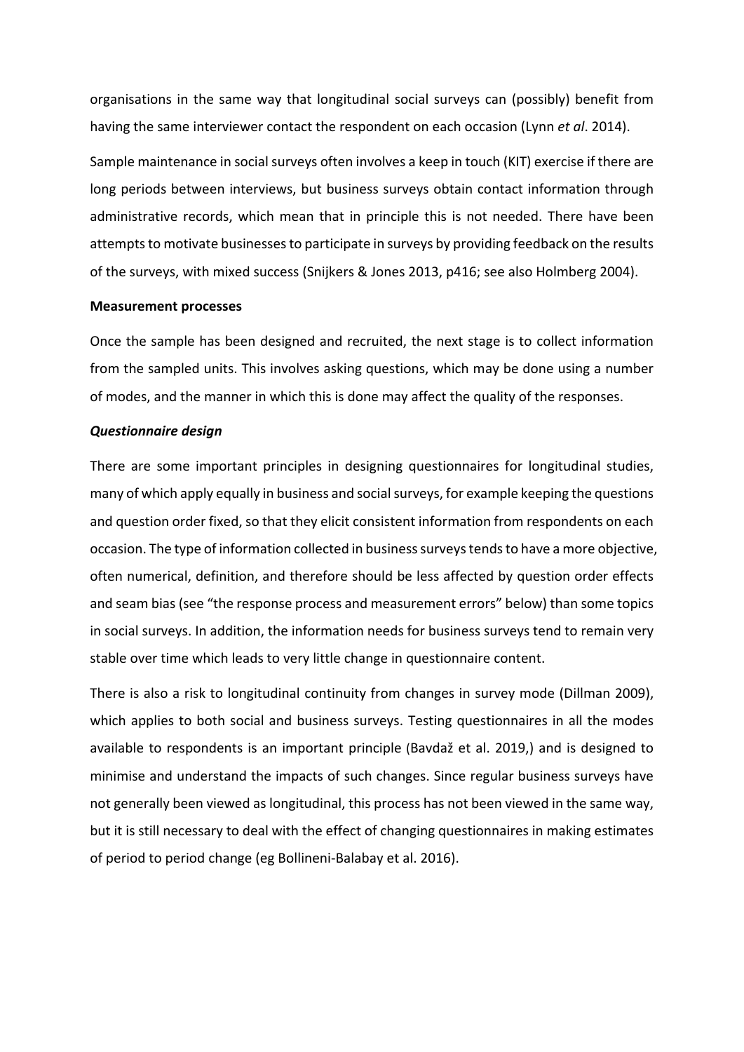organisations in the same way that longitudinal social surveys can (possibly) benefit from having the same interviewer contact the respondent on each occasion (Lynn *et al*. 2014).

Sample maintenance in social surveys often involves a keep in touch (KIT) exercise if there are long periods between interviews, but business surveys obtain contact information through administrative records, which mean that in principle this is not needed. There have been attempts to motivate businesses to participate in surveys by providing feedback on the results of the surveys, with mixed success (Snijkers & Jones 2013, p416; see also Holmberg 2004).

**Measurement processes**

Once the sample has been designed and recruited, the next stage is to collect information from the sampled units. This involves asking questions, which may be done using a number of modes, and the manner in which this is done may affect the quality of the responses.

***Questionnaire design***

There are some important principles in designing questionnaires for longitudinal studies, many of which apply equally in business and social surveys, for example keeping the questions and question order fixed, so that they elicit consistent information from respondents on each occasion. The type of information collected in business surveys tends to have a more objective, often numerical, definition, and therefore should be less affected by question order effects and seam bias (see "the response process and measurement errors" below) than some topics in social surveys. In addition, the information needs for business surveys tend to remain very stable over time which leads to very little change in questionnaire content.

There is also a risk to longitudinal continuity from changes in survey mode (Dillman 2009), which applies to both social and business surveys. Testing questionnaires in all the modes available to respondents is an important principle (Bavdaž et al. 2019,) and is designed to minimise and understand the impacts of such changes. Since regular business surveys have not generally been viewed as longitudinal, this process has not been viewed in the same way, but it is still necessary to deal with the effect of changing questionnaires in making estimates of period to period change (eg Bollineni-Balabay et al. 2016).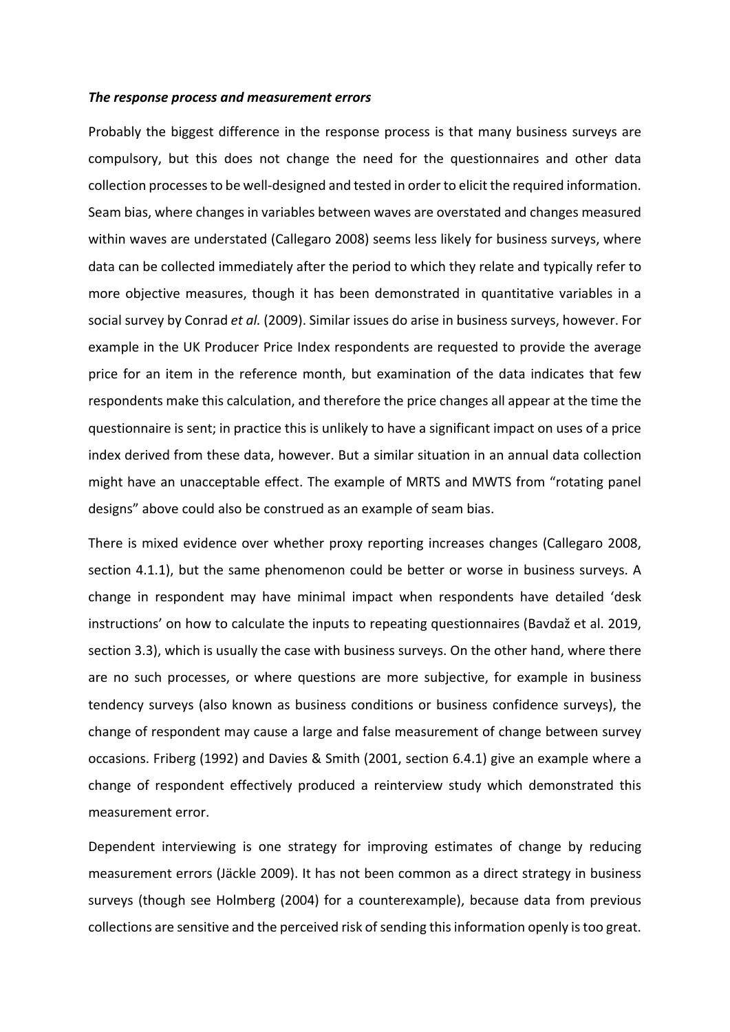### ***The response process and measurement errors***

Probably the biggest difference in the response process is that many business surveys are compulsory, but this does not change the need for the questionnaires and other data collection processes to be well-designed and tested in order to elicit the required information. Seam bias, where changes in variables between waves are overstated and changes measured within waves are understated (Callegaro 2008) seems less likely for business surveys, where data can be collected immediately after the period to which they relate and typically refer to more objective measures, though it has been demonstrated in quantitative variables in a social survey by Conrad *et al.* (2009). Similar issues do arise in business surveys, however. For example in the UK Producer Price Index respondents are requested to provide the average price for an item in the reference month, but examination of the data indicates that few respondents make this calculation, and therefore the price changes all appear at the time the questionnaire is sent; in practice this is unlikely to have a significant impact on uses of a price index derived from these data, however. But a similar situation in an annual data collection might have an unacceptable effect. The example of MRTS and MWTS from "rotating panel designs" above could also be construed as an example of seam bias.

There is mixed evidence over whether proxy reporting increases changes (Callegaro 2008, section 4.1.1), but the same phenomenon could be better or worse in business surveys. A change in respondent may have minimal impact when respondents have detailed 'desk instructions' on how to calculate the inputs to repeating questionnaires (Bavdaž et al. 2019, section 3.3), which is usually the case with business surveys. On the other hand, where there are no such processes, or where questions are more subjective, for example in business tendency surveys (also known as business conditions or business confidence surveys), the change of respondent may cause a large and false measurement of change between survey occasions. Friberg (1992) and Davies & Smith (2001, section 6.4.1) give an example where a change of respondent effectively produced a reinterview study which demonstrated this measurement error.

Dependent interviewing is one strategy for improving estimates of change by reducing measurement errors (Jäckle 2009). It has not been common as a direct strategy in business surveys (though see Holmberg (2004) for a counterexample), because data from previous collections are sensitive and the perceived risk of sending this information openly is too great.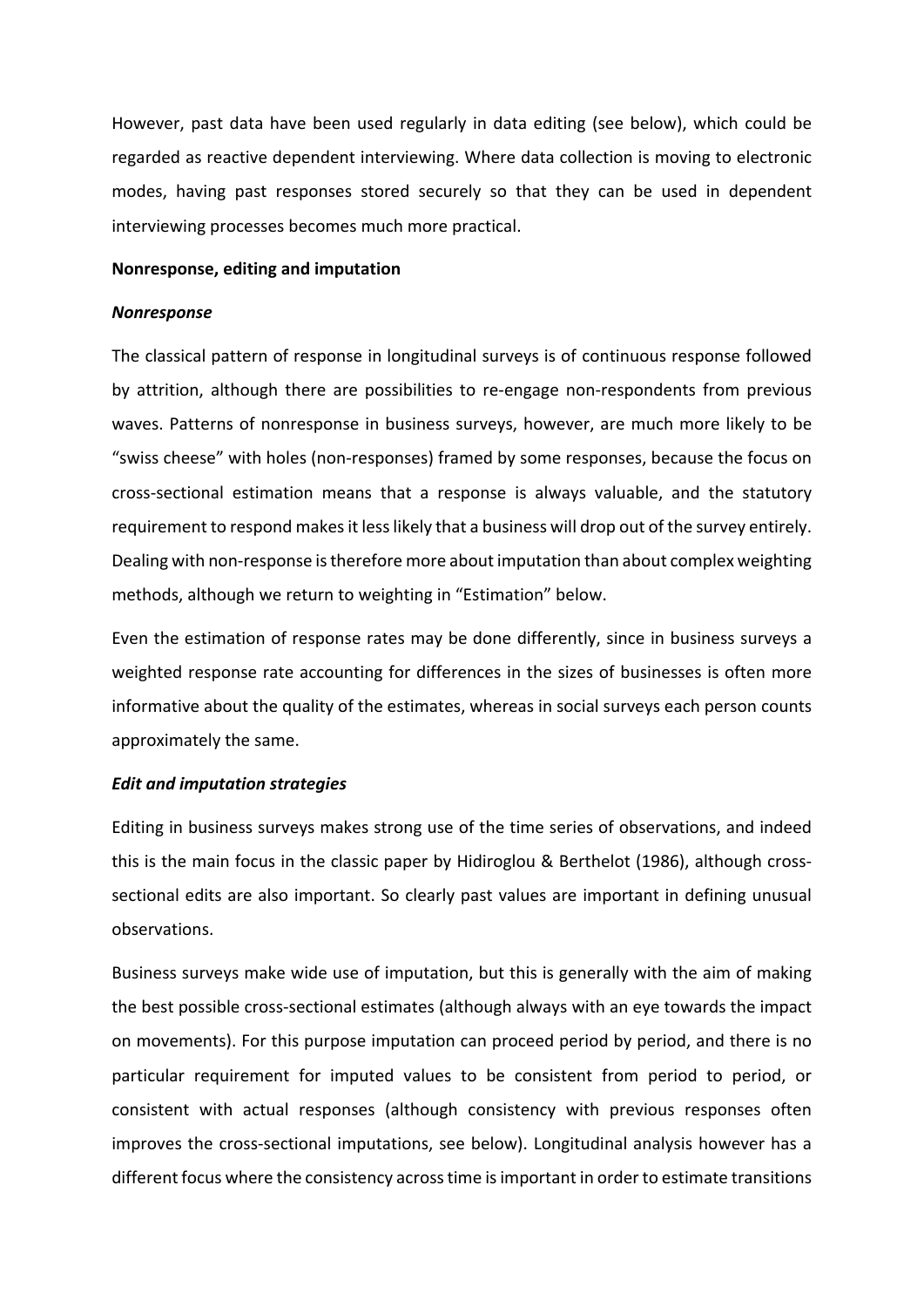However, past data have been used regularly in data editing (see below), which could be regarded as reactive dependent interviewing. Where data collection is moving to electronic modes, having past responses stored securely so that they can be used in dependent interviewing processes becomes much more practical.

**Nonresponse, editing and imputation**

***Nonresponse***

The classical pattern of response in longitudinal surveys is of continuous response followed by attrition, although there are possibilities to re-engage non-respondents from previous waves. Patterns of nonresponse in business surveys, however, are much more likely to be "swiss cheese" with holes (non-responses) framed by some responses, because the focus on cross-sectional estimation means that a response is always valuable, and the statutory requirement to respond makes it less likely that a business will drop out of the survey entirely. Dealing with non-response is therefore more about imputation than about complex weighting methods, although we return to weighting in "Estimation" below.

Even the estimation of response rates may be done differently, since in business surveys a weighted response rate accounting for differences in the sizes of businesses is often more informative about the quality of the estimates, whereas in social surveys each person counts approximately the same.

***Edit and imputation strategies***

Editing in business surveys makes strong use of the time series of observations, and indeed this is the main focus in the classic paper by Hidiroglou & Berthelot (1986), although cross-sectional edits are also important. So clearly past values are important in defining unusual observations.

Business surveys make wide use of imputation, but this is generally with the aim of making the best possible cross-sectional estimates (although always with an eye towards the impact on movements). For this purpose imputation can proceed period by period, and there is no particular requirement for imputed values to be consistent from period to period, or consistent with actual responses (although consistency with previous responses often improves the cross-sectional imputations, see below). Longitudinal analysis however has a different focus where the consistency across time is important in order to estimate transitions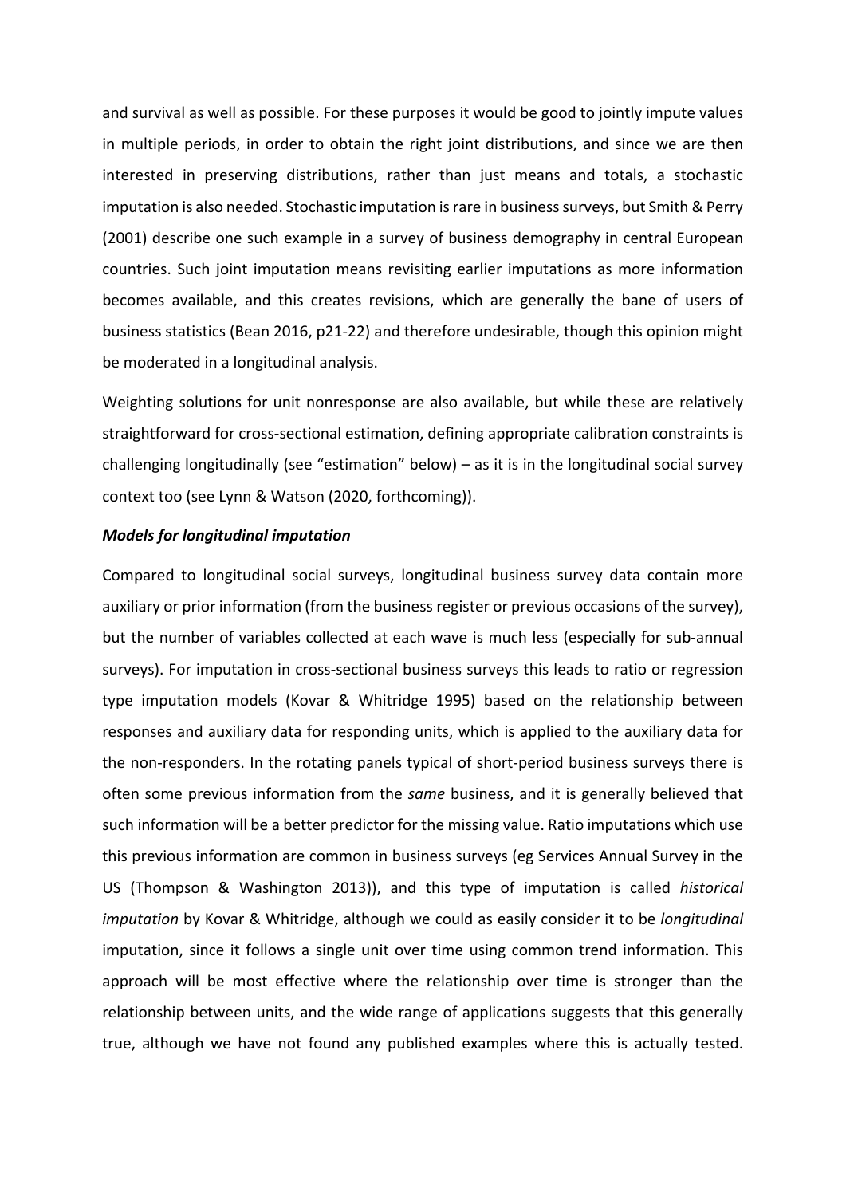and survival as well as possible. For these purposes it would be good to jointly impute values in multiple periods, in order to obtain the right joint distributions, and since we are then interested in preserving distributions, rather than just means and totals, a stochastic imputation is also needed. Stochastic imputation is rare in business surveys, but Smith & Perry (2001) describe one such example in a survey of business demography in central European countries. Such joint imputation means revisiting earlier imputations as more information becomes available, and this creates revisions, which are generally the bane of users of business statistics (Bean 2016, p21-22) and therefore undesirable, though this opinion might be moderated in a longitudinal analysis.

Weighting solutions for unit nonresponse are also available, but while these are relatively straightforward for cross-sectional estimation, defining appropriate calibration constraints is challenging longitudinally (see "estimation" below) – as it is in the longitudinal social survey context too (see Lynn & Watson (2020, forthcoming)).

***Models for longitudinal imputation***

Compared to longitudinal social surveys, longitudinal business survey data contain more auxiliary or prior information (from the business register or previous occasions of the survey), but the number of variables collected at each wave is much less (especially for sub-annual surveys). For imputation in cross-sectional business surveys this leads to ratio or regression type imputation models (Kovar & Whitridge 1995) based on the relationship between responses and auxiliary data for responding units, which is applied to the auxiliary data for the non-responders. In the rotating panels typical of short-period business surveys there is often some previous information from the *same* business, and it is generally believed that such information will be a better predictor for the missing value. Ratio imputations which use this previous information are common in business surveys (eg Services Annual Survey in the US (Thompson & Washington 2013)), and this type of imputation is called *historical imputation* by Kovar & Whitridge, although we could as easily consider it to be *longitudinal* imputation, since it follows a single unit over time using common trend information. This approach will be most effective where the relationship over time is stronger than the relationship between units, and the wide range of applications suggests that this generally true, although we have not found any published examples where this is actually tested.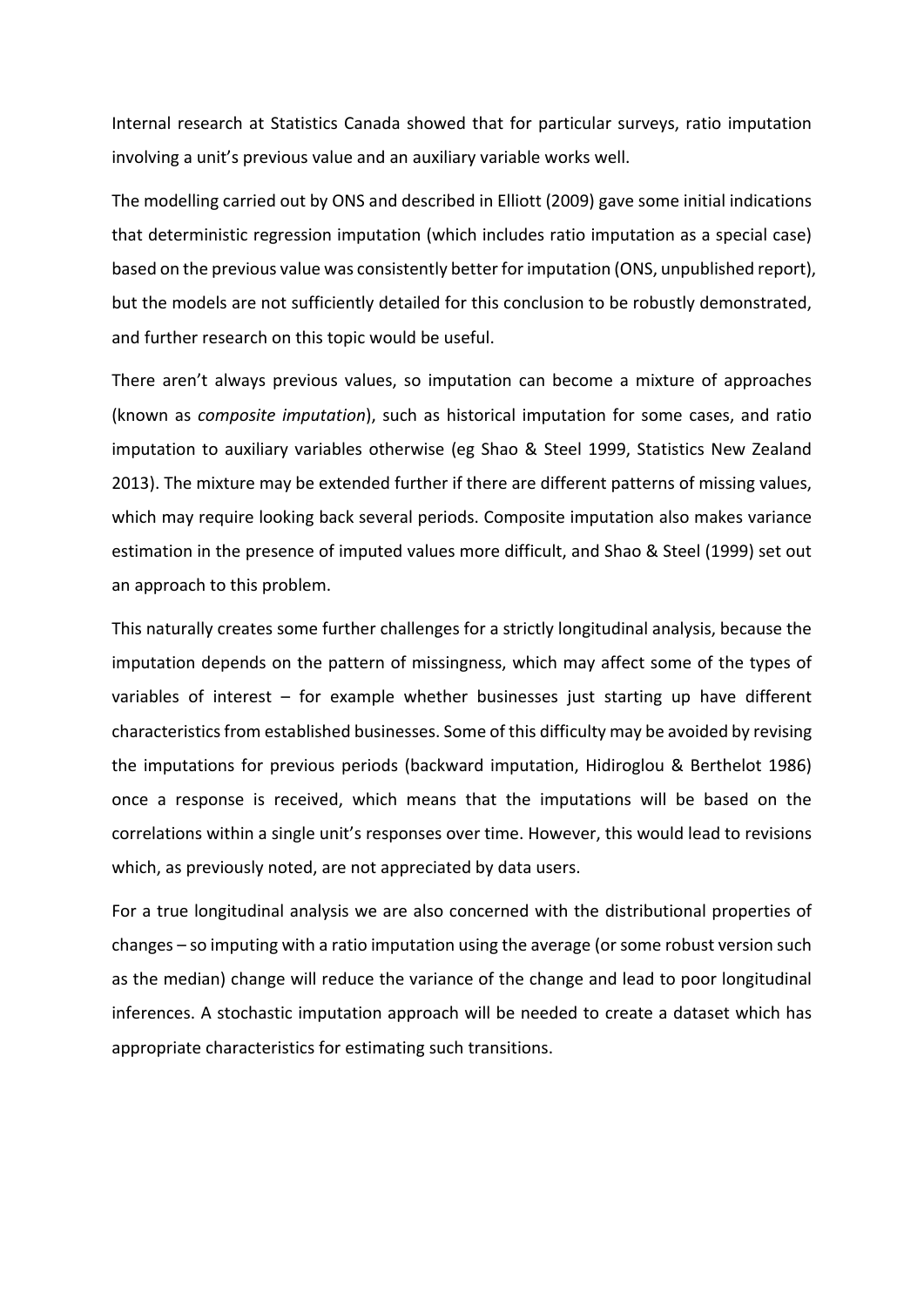Internal research at Statistics Canada showed that for particular surveys, ratio imputation involving a unit's previous value and an auxiliary variable works well.

The modelling carried out by ONS and described in Elliott (2009) gave some initial indications that deterministic regression imputation (which includes ratio imputation as a special case) based on the previous value was consistently better for imputation (ONS, unpublished report), but the models are not sufficiently detailed for this conclusion to be robustly demonstrated, and further research on this topic would be useful.

There aren't always previous values, so imputation can become a mixture of approaches (known as *composite imputation*), such as historical imputation for some cases, and ratio imputation to auxiliary variables otherwise (eg Shao & Steel 1999, Statistics New Zealand 2013). The mixture may be extended further if there are different patterns of missing values, which may require looking back several periods. Composite imputation also makes variance estimation in the presence of imputed values more difficult, and Shao & Steel (1999) set out an approach to this problem.

This naturally creates some further challenges for a strictly longitudinal analysis, because the imputation depends on the pattern of missingness, which may affect some of the types of variables of interest – for example whether businesses just starting up have different characteristics from established businesses. Some of this difficulty may be avoided by revising the imputations for previous periods (backward imputation, Hidiroglou & Berthelot 1986) once a response is received, which means that the imputations will be based on the correlations within a single unit's responses over time. However, this would lead to revisions which, as previously noted, are not appreciated by data users.

For a true longitudinal analysis we are also concerned with the distributional properties of changes – so imputing with a ratio imputation using the average (or some robust version such as the median) change will reduce the variance of the change and lead to poor longitudinal inferences. A stochastic imputation approach will be needed to create a dataset which has appropriate characteristics for estimating such transitions.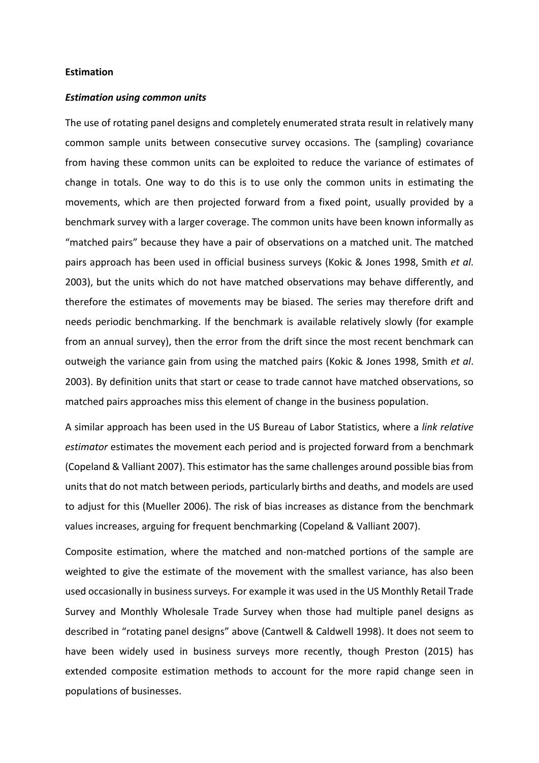**Estimation**

***Estimation using common units***

The use of rotating panel designs and completely enumerated strata result in relatively many common sample units between consecutive survey occasions. The (sampling) covariance from having these common units can be exploited to reduce the variance of estimates of change in totals. One way to do this is to use only the common units in estimating the movements, which are then projected forward from a fixed point, usually provided by a benchmark survey with a larger coverage. The common units have been known informally as "matched pairs" because they have a pair of observations on a matched unit. The matched pairs approach has been used in official business surveys (Kokic & Jones 1998, Smith *et al*. 2003), but the units which do not have matched observations may behave differently, and therefore the estimates of movements may be biased. The series may therefore drift and needs periodic benchmarking. If the benchmark is available relatively slowly (for example from an annual survey), then the error from the drift since the most recent benchmark can outweigh the variance gain from using the matched pairs (Kokic & Jones 1998, Smith *et al*. 2003). By definition units that start or cease to trade cannot have matched observations, so matched pairs approaches miss this element of change in the business population.

A similar approach has been used in the US Bureau of Labor Statistics, where a *link relative estimator* estimates the movement each period and is projected forward from a benchmark (Copeland & Valliant 2007). This estimator has the same challenges around possible bias from units that do not match between periods, particularly births and deaths, and models are used to adjust for this (Mueller 2006). The risk of bias increases as distance from the benchmark values increases, arguing for frequent benchmarking (Copeland & Valliant 2007).

Composite estimation, where the matched and non-matched portions of the sample are weighted to give the estimate of the movement with the smallest variance, has also been used occasionally in business surveys. For example it was used in the US Monthly Retail Trade Survey and Monthly Wholesale Trade Survey when those had multiple panel designs as described in "rotating panel designs" above (Cantwell & Caldwell 1998). It does not seem to have been widely used in business surveys more recently, though Preston (2015) has extended composite estimation methods to account for the more rapid change seen in populations of businesses.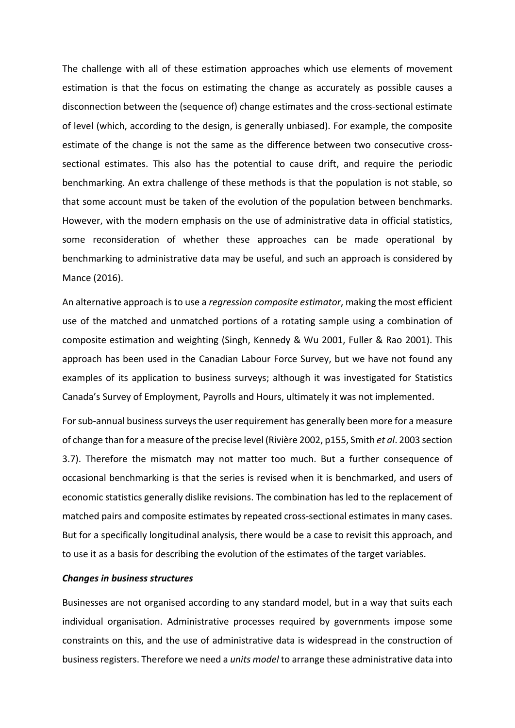The challenge with all of these estimation approaches which use elements of movement estimation is that the focus on estimating the change as accurately as possible causes a disconnection between the (sequence of) change estimates and the cross-sectional estimate of level (which, according to the design, is generally unbiased). For example, the composite estimate of the change is not the same as the difference between two consecutive cross-sectional estimates. This also has the potential to cause drift, and require the periodic benchmarking. An extra challenge of these methods is that the population is not stable, so that some account must be taken of the evolution of the population between benchmarks. However, with the modern emphasis on the use of administrative data in official statistics, some reconsideration of whether these approaches can be made operational by benchmarking to administrative data may be useful, and such an approach is considered by Mance (2016).

An alternative approach is to use a *regression composite estimator*, making the most efficient use of the matched and unmatched portions of a rotating sample using a combination of composite estimation and weighting (Singh, Kennedy & Wu 2001, Fuller & Rao 2001). This approach has been used in the Canadian Labour Force Survey, but we have not found any examples of its application to business surveys; although it was investigated for Statistics Canada's Survey of Employment, Payrolls and Hours, ultimately it was not implemented.

For sub-annual business surveys the user requirement has generally been more for a measure of change than for a measure of the precise level (Rivière 2002, p155, Smith *et al*. 2003 section 3.7). Therefore the mismatch may not matter too much. But a further consequence of occasional benchmarking is that the series is revised when it is benchmarked, and users of economic statistics generally dislike revisions. The combination has led to the replacement of matched pairs and composite estimates by repeated cross-sectional estimates in many cases. But for a specifically longitudinal analysis, there would be a case to revisit this approach, and to use it as a basis for describing the evolution of the estimates of the target variables.

***Changes in business structures***

Businesses are not organised according to any standard model, but in a way that suits each individual organisation. Administrative processes required by governments impose some constraints on this, and the use of administrative data is widespread in the construction of business registers. Therefore we need a *units model* to arrange these administrative data into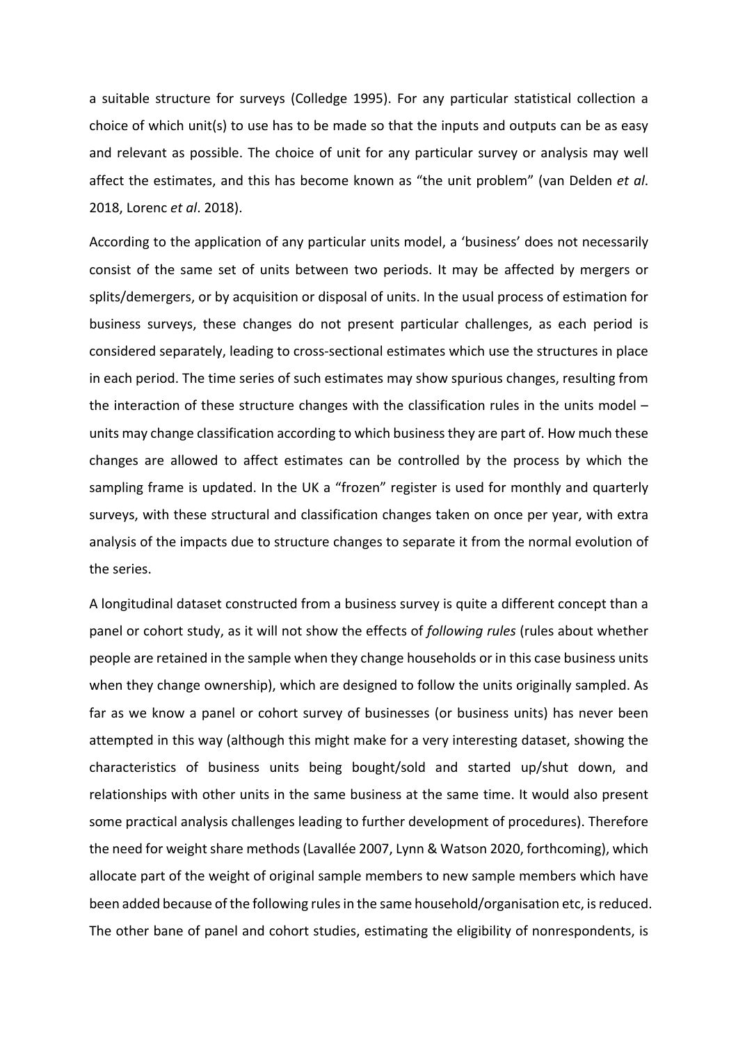a suitable structure for surveys (Colledge 1995). For any particular statistical collection a choice of which unit(s) to use has to be made so that the inputs and outputs can be as easy and relevant as possible. The choice of unit for any particular survey or analysis may well affect the estimates, and this has become known as "the unit problem" (van Delden *et al*. 2018, Lorenc *et al*. 2018).

According to the application of any particular units model, a 'business' does not necessarily consist of the same set of units between two periods. It may be affected by mergers or splits/demergers, or by acquisition or disposal of units. In the usual process of estimation for business surveys, these changes do not present particular challenges, as each period is considered separately, leading to cross-sectional estimates which use the structures in place in each period. The time series of such estimates may show spurious changes, resulting from the interaction of these structure changes with the classification rules in the units model – units may change classification according to which business they are part of. How much these changes are allowed to affect estimates can be controlled by the process by which the sampling frame is updated. In the UK a "frozen" register is used for monthly and quarterly surveys, with these structural and classification changes taken on once per year, with extra analysis of the impacts due to structure changes to separate it from the normal evolution of the series.

A longitudinal dataset constructed from a business survey is quite a different concept than a panel or cohort study, as it will not show the effects of *following rules* (rules about whether people are retained in the sample when they change households or in this case business units when they change ownership), which are designed to follow the units originally sampled. As far as we know a panel or cohort survey of businesses (or business units) has never been attempted in this way (although this might make for a very interesting dataset, showing the characteristics of business units being bought/sold and started up/shut down, and relationships with other units in the same business at the same time. It would also present some practical analysis challenges leading to further development of procedures). Therefore the need for weight share methods (Lavallée 2007, Lynn & Watson 2020, forthcoming), which allocate part of the weight of original sample members to new sample members which have been added because of the following rules in the same household/organisation etc, is reduced. The other bane of panel and cohort studies, estimating the eligibility of nonrespondents, is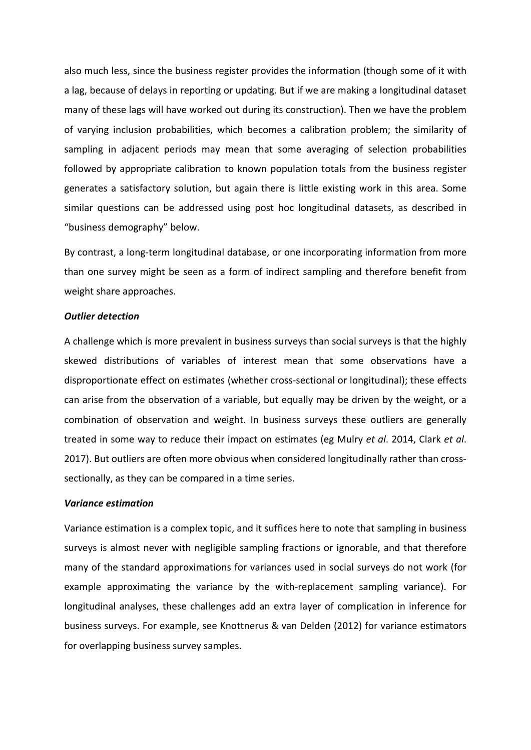also much less, since the business register provides the information (though some of it with a lag, because of delays in reporting or updating. But if we are making a longitudinal dataset many of these lags will have worked out during its construction). Then we have the problem of varying inclusion probabilities, which becomes a calibration problem; the similarity of sampling in adjacent periods may mean that some averaging of selection probabilities followed by appropriate calibration to known population totals from the business register generates a satisfactory solution, but again there is little existing work in this area. Some similar questions can be addressed using post hoc longitudinal datasets, as described in "business demography" below.

By contrast, a long-term longitudinal database, or one incorporating information from more than one survey might be seen as a form of indirect sampling and therefore benefit from weight share approaches.

***Outlier detection***

A challenge which is more prevalent in business surveys than social surveys is that the highly skewed distributions of variables of interest mean that some observations have a disproportionate effect on estimates (whether cross-sectional or longitudinal); these effects can arise from the observation of a variable, but equally may be driven by the weight, or a combination of observation and weight. In business surveys these outliers are generally treated in some way to reduce their impact on estimates (eg Mulry *et al*. 2014, Clark *et al*. 2017). But outliers are often more obvious when considered longitudinally rather than cross-sectionally, as they can be compared in a time series.

***Variance estimation***

Variance estimation is a complex topic, and it suffices here to note that sampling in business surveys is almost never with negligible sampling fractions or ignorable, and that therefore many of the standard approximations for variances used in social surveys do not work (for example approximating the variance by the with-replacement sampling variance). For longitudinal analyses, these challenges add an extra layer of complication in inference for business surveys. For example, see Knottnerus & van Delden (2012) for variance estimators for overlapping business survey samples.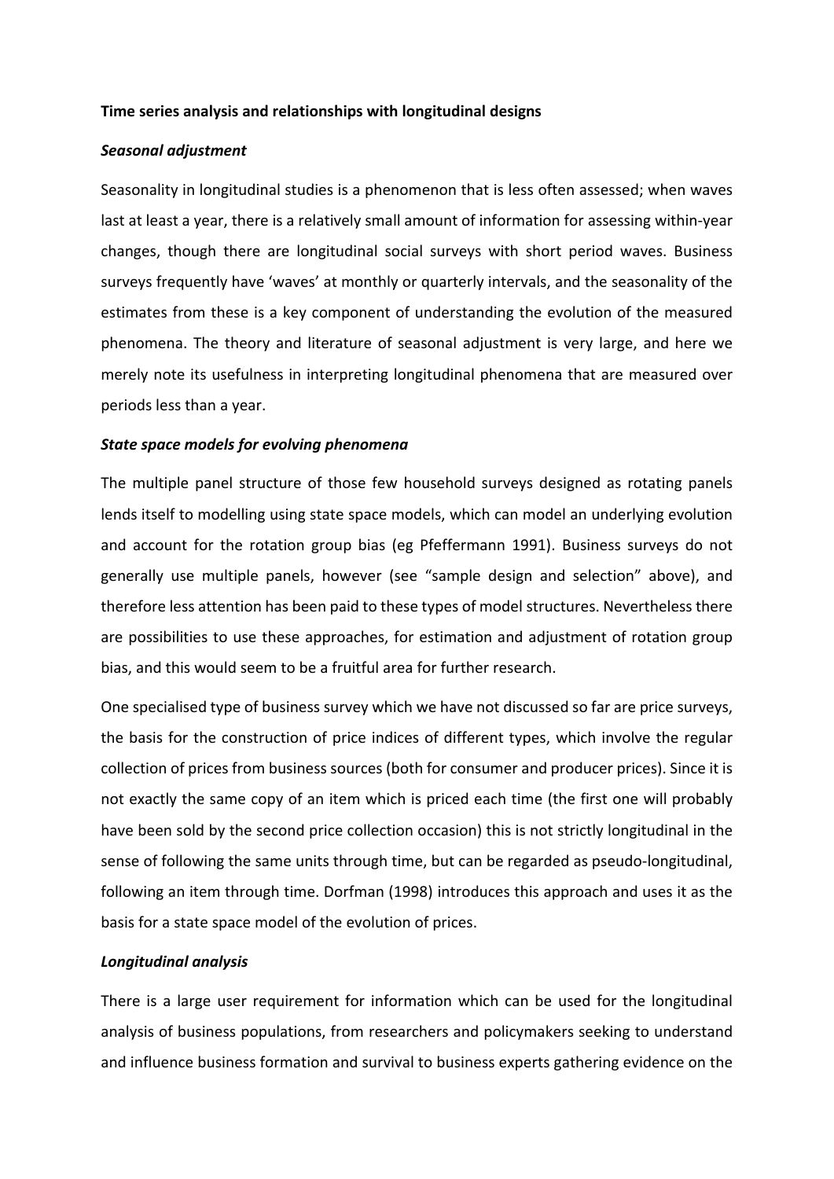**Time series analysis and relationships with longitudinal designs**

***Seasonal adjustment***

Seasonality in longitudinal studies is a phenomenon that is less often assessed; when waves last at least a year, there is a relatively small amount of information for assessing within-year changes, though there are longitudinal social surveys with short period waves. Business surveys frequently have 'waves' at monthly or quarterly intervals, and the seasonality of the estimates from these is a key component of understanding the evolution of the measured phenomena. The theory and literature of seasonal adjustment is very large, and here we merely note its usefulness in interpreting longitudinal phenomena that are measured over periods less than a year.

***State space models for evolving phenomena***

The multiple panel structure of those few household surveys designed as rotating panels lends itself to modelling using state space models, which can model an underlying evolution and account for the rotation group bias (eg Pfeffermann 1991). Business surveys do not generally use multiple panels, however (see "sample design and selection" above), and therefore less attention has been paid to these types of model structures. Nevertheless there are possibilities to use these approaches, for estimation and adjustment of rotation group bias, and this would seem to be a fruitful area for further research.

One specialised type of business survey which we have not discussed so far are price surveys, the basis for the construction of price indices of different types, which involve the regular collection of prices from business sources (both for consumer and producer prices). Since it is not exactly the same copy of an item which is priced each time (the first one will probably have been sold by the second price collection occasion) this is not strictly longitudinal in the sense of following the same units through time, but can be regarded as pseudo-longitudinal, following an item through time. Dorfman (1998) introduces this approach and uses it as the basis for a state space model of the evolution of prices.

***Longitudinal analysis***

There is a large user requirement for information which can be used for the longitudinal analysis of business populations, from researchers and policymakers seeking to understand and influence business formation and survival to business experts gathering evidence on the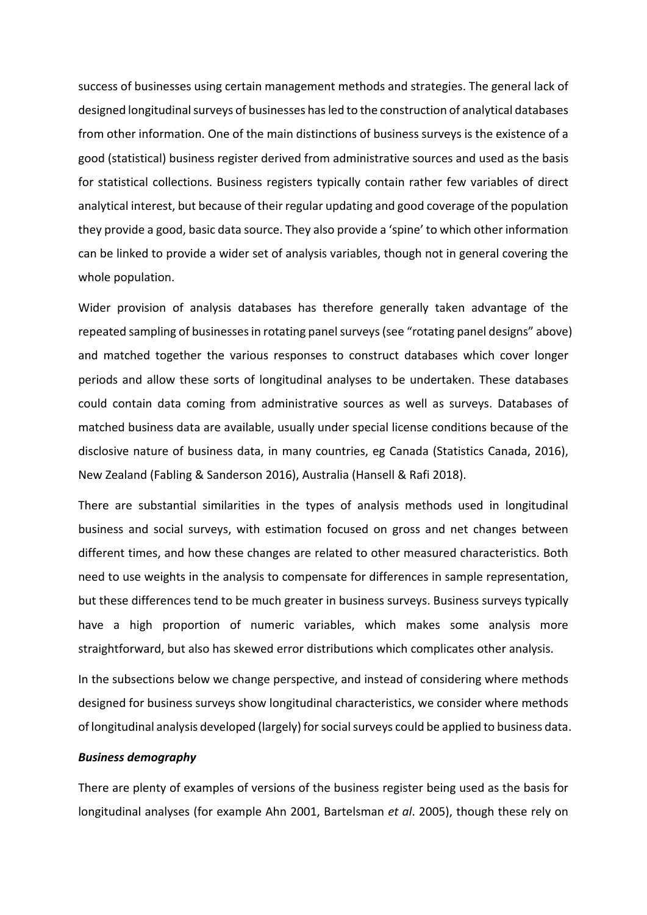success of businesses using certain management methods and strategies. The general lack of designed longitudinal surveys of businesses has led to the construction of analytical databases from other information. One of the main distinctions of business surveys is the existence of a good (statistical) business register derived from administrative sources and used as the basis for statistical collections. Business registers typically contain rather few variables of direct analytical interest, but because of their regular updating and good coverage of the population they provide a good, basic data source. They also provide a 'spine' to which other information can be linked to provide a wider set of analysis variables, though not in general covering the whole population.

Wider provision of analysis databases has therefore generally taken advantage of the repeated sampling of businesses in rotating panel surveys (see "rotating panel designs" above) and matched together the various responses to construct databases which cover longer periods and allow these sorts of longitudinal analyses to be undertaken. These databases could contain data coming from administrative sources as well as surveys. Databases of matched business data are available, usually under special license conditions because of the disclosive nature of business data, in many countries, eg Canada (Statistics Canada, 2016), New Zealand (Fabling & Sanderson 2016), Australia (Hansell & Rafi 2018).

There are substantial similarities in the types of analysis methods used in longitudinal business and social surveys, with estimation focused on gross and net changes between different times, and how these changes are related to other measured characteristics. Both need to use weights in the analysis to compensate for differences in sample representation, but these differences tend to be much greater in business surveys. Business surveys typically have a high proportion of numeric variables, which makes some analysis more straightforward, but also has skewed error distributions which complicates other analysis.

In the subsections below we change perspective, and instead of considering where methods designed for business surveys show longitudinal characteristics, we consider where methods of longitudinal analysis developed (largely) for social surveys could be applied to business data.

***Business demography***

There are plenty of examples of versions of the business register being used as the basis for longitudinal analyses (for example Ahn 2001, Bartelsman *et al*. 2005), though these rely on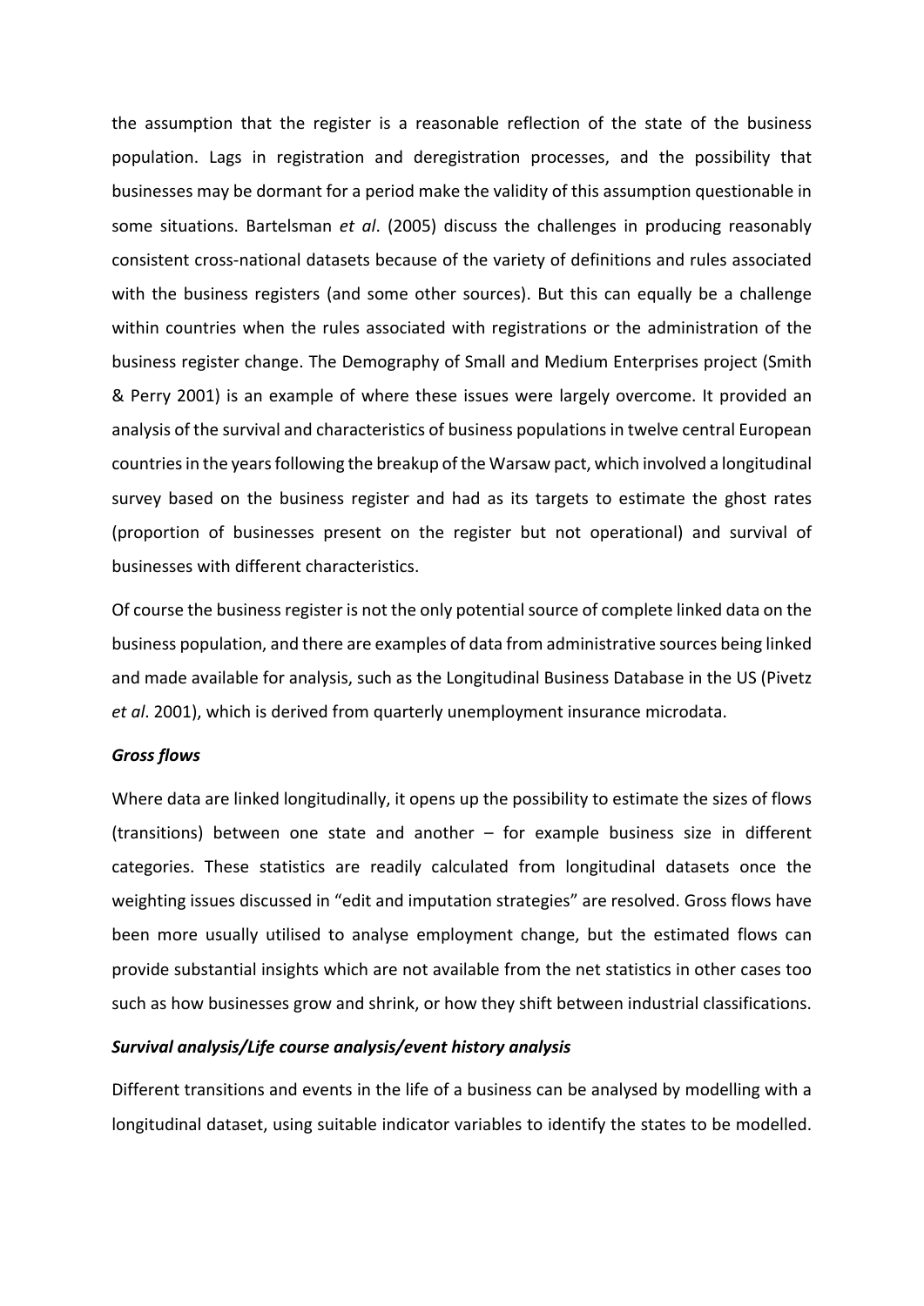the assumption that the register is a reasonable reflection of the state of the business population. Lags in registration and deregistration processes, and the possibility that businesses may be dormant for a period make the validity of this assumption questionable in some situations. Bartelsman *et al*. (2005) discuss the challenges in producing reasonably consistent cross-national datasets because of the variety of definitions and rules associated with the business registers (and some other sources). But this can equally be a challenge within countries when the rules associated with registrations or the administration of the business register change. The Demography of Small and Medium Enterprises project (Smith & Perry 2001) is an example of where these issues were largely overcome. It provided an analysis of the survival and characteristics of business populations in twelve central European countries in the years following the breakup of the Warsaw pact, which involved a longitudinal survey based on the business register and had as its targets to estimate the ghost rates (proportion of businesses present on the register but not operational) and survival of businesses with different characteristics.

Of course the business register is not the only potential source of complete linked data on the business population, and there are examples of data from administrative sources being linked and made available for analysis, such as the Longitudinal Business Database in the US (Pivetz *et al*. 2001), which is derived from quarterly unemployment insurance microdata.

***Gross flows***

Where data are linked longitudinally, it opens up the possibility to estimate the sizes of flows (transitions) between one state and another – for example business size in different categories. These statistics are readily calculated from longitudinal datasets once the weighting issues discussed in "edit and imputation strategies" are resolved. Gross flows have been more usually utilised to analyse employment change, but the estimated flows can provide substantial insights which are not available from the net statistics in other cases too such as how businesses grow and shrink, or how they shift between industrial classifications.

***Survival analysis/Life course analysis/event history analysis***

Different transitions and events in the life of a business can be analysed by modelling with a longitudinal dataset, using suitable indicator variables to identify the states to be modelled.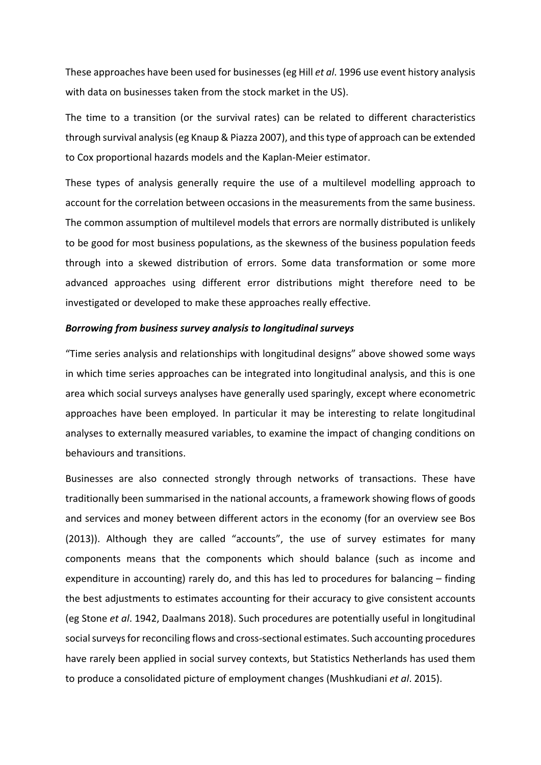These approaches have been used for businesses (eg Hill *et al*. 1996 use event history analysis with data on businesses taken from the stock market in the US).

The time to a transition (or the survival rates) can be related to different characteristics through survival analysis (eg Knaup & Piazza 2007), and this type of approach can be extended to Cox proportional hazards models and the Kaplan-Meier estimator.

These types of analysis generally require the use of a multilevel modelling approach to account for the correlation between occasions in the measurements from the same business. The common assumption of multilevel models that errors are normally distributed is unlikely to be good for most business populations, as the skewness of the business population feeds through into a skewed distribution of errors. Some data transformation or some more advanced approaches using different error distributions might therefore need to be investigated or developed to make these approaches really effective.

***Borrowing from business survey analysis to longitudinal surveys***

"Time series analysis and relationships with longitudinal designs" above showed some ways in which time series approaches can be integrated into longitudinal analysis, and this is one area which social surveys analyses have generally used sparingly, except where econometric approaches have been employed. In particular it may be interesting to relate longitudinal analyses to externally measured variables, to examine the impact of changing conditions on behaviours and transitions.

Businesses are also connected strongly through networks of transactions. These have traditionally been summarised in the national accounts, a framework showing flows of goods and services and money between different actors in the economy (for an overview see Bos (2013)). Although they are called "accounts", the use of survey estimates for many components means that the components which should balance (such as income and expenditure in accounting) rarely do, and this has led to procedures for balancing – finding the best adjustments to estimates accounting for their accuracy to give consistent accounts (eg Stone *et al*. 1942, Daalmans 2018). Such procedures are potentially useful in longitudinal social surveys for reconciling flows and cross-sectional estimates. Such accounting procedures have rarely been applied in social survey contexts, but Statistics Netherlands has used them to produce a consolidated picture of employment changes (Mushkudiani *et al*. 2015).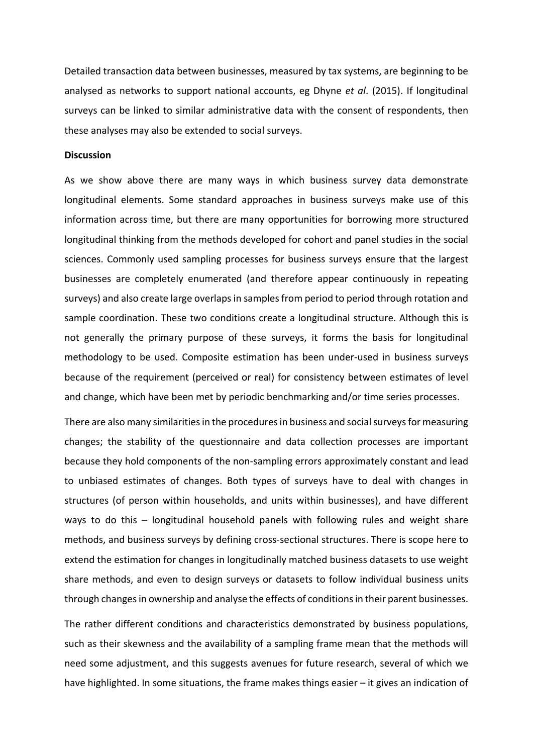Detailed transaction data between businesses, measured by tax systems, are beginning to be analysed as networks to support national accounts, eg Dhyne *et al*. (2015). If longitudinal surveys can be linked to similar administrative data with the consent of respondents, then these analyses may also be extended to social surveys.

**Discussion**

As we show above there are many ways in which business survey data demonstrate longitudinal elements. Some standard approaches in business surveys make use of this information across time, but there are many opportunities for borrowing more structured longitudinal thinking from the methods developed for cohort and panel studies in the social sciences. Commonly used sampling processes for business surveys ensure that the largest businesses are completely enumerated (and therefore appear continuously in repeating surveys) and also create large overlaps in samples from period to period through rotation and sample coordination. These two conditions create a longitudinal structure. Although this is not generally the primary purpose of these surveys, it forms the basis for longitudinal methodology to be used. Composite estimation has been under-used in business surveys because of the requirement (perceived or real) for consistency between estimates of level and change, which have been met by periodic benchmarking and/or time series processes.

There are also many similarities in the procedures in business and social surveys for measuring changes; the stability of the questionnaire and data collection processes are important because they hold components of the non-sampling errors approximately constant and lead to unbiased estimates of changes. Both types of surveys have to deal with changes in structures (of person within households, and units within businesses), and have different ways to do this – longitudinal household panels with following rules and weight share methods, and business surveys by defining cross-sectional structures. There is scope here to extend the estimation for changes in longitudinally matched business datasets to use weight share methods, and even to design surveys or datasets to follow individual business units through changes in ownership and analyse the effects of conditions in their parent businesses.

The rather different conditions and characteristics demonstrated by business populations, such as their skewness and the availability of a sampling frame mean that the methods will need some adjustment, and this suggests avenues for future research, several of which we have highlighted. In some situations, the frame makes things easier – it gives an indication of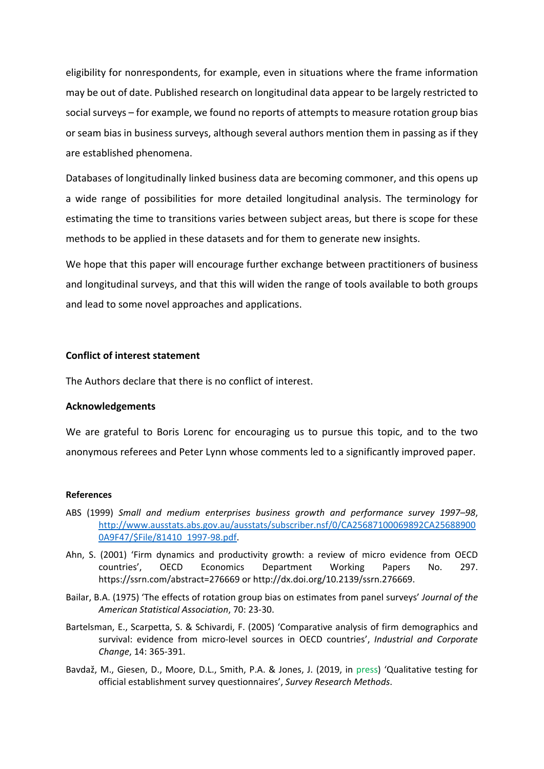eligibility for nonrespondents, for example, even in situations where the frame information may be out of date. Published research on longitudinal data appear to be largely restricted to social surveys – for example, we found no reports of attempts to measure rotation group bias or seam bias in business surveys, although several authors mention them in passing as if they are established phenomena.

Databases of longitudinally linked business data are becoming commoner, and this opens up a wide range of possibilities for more detailed longitudinal analysis. The terminology for estimating the time to transitions varies between subject areas, but there is scope for these methods to be applied in these datasets and for them to generate new insights.

We hope that this paper will encourage further exchange between practitioners of business and longitudinal surveys, and that this will widen the range of tools available to both groups and lead to some novel approaches and applications.

**Conflict of interest statement**

The Authors declare that there is no conflict of interest.

**Acknowledgements**

We are grateful to Boris Lorenc for encouraging us to pursue this topic, and to the two anonymous referees and Peter Lynn whose comments led to a significantly improved paper.

**References**

ABS (1999) *Small and medium enterprises business growth and performance survey 1997–98*, http://www.ausstats.abs.gov.au/ausstats/subscriber.nsf/0/CA25687100069892CA256889000A9F47/$File/81410_1997-98.pdf.

Ahn, S. (2001) 'Firm dynamics and productivity growth: a review of micro evidence from OECD countries', OECD Economics Department Working Papers No. 297. https://ssrn.com/abstract=276669 or http://dx.doi.org/10.2139/ssrn.276669.

Bailar, B.A. (1975) 'The effects of rotation group bias on estimates from panel surveys' *Journal of the American Statistical Association*, 70: 23-30.

Bartelsman, E., Scarpetta, S. & Schivardi, F. (2005) 'Comparative analysis of firm demographics and survival: evidence from micro-level sources in OECD countries', *Industrial and Corporate Change*, 14: 365-391.

Bavdaž, M., Giesen, D., Moore, D.L., Smith, P.A. & Jones, J. (2019, in press) 'Qualitative testing for official establishment survey questionnaires', *Survey Research Methods*.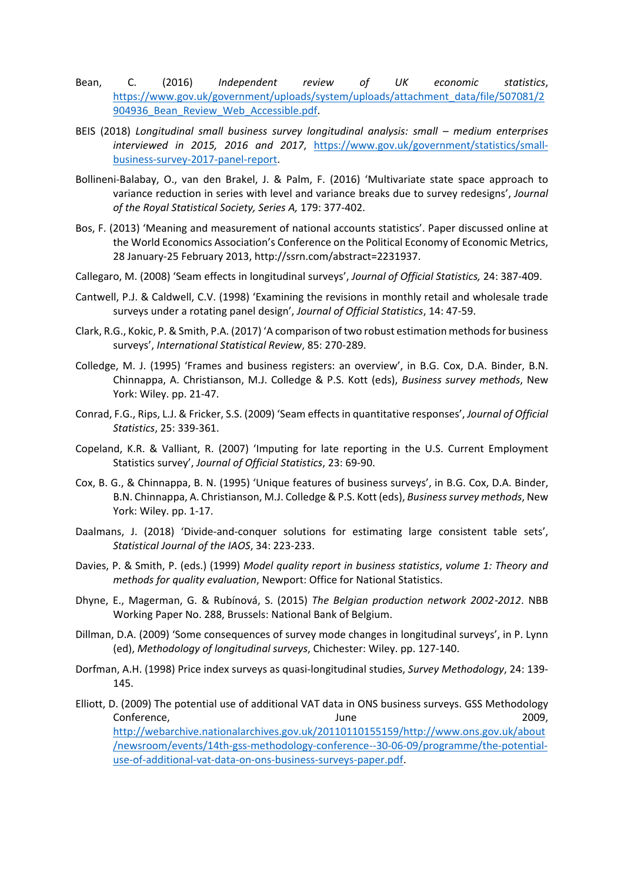Bean, C. (2016) *Independent review of UK economic statistics*, https://www.gov.uk/government/uploads/system/uploads/attachment_data/file/507081/2904936_Bean_Review_Web_Accessible.pdf.

BEIS (2018) *Longitudinal small business survey longitudinal analysis: small – medium enterprises interviewed in 2015, 2016 and 2017*, https://www.gov.uk/government/statistics/small-business-survey-2017-panel-report.

Bollineni-Balabay, O., van den Brakel, J. & Palm, F. (2016) 'Multivariate state space approach to variance reduction in series with level and variance breaks due to survey redesigns', *Journal of the Royal Statistical Society, Series A,* 179: 377-402.

Bos, F. (2013) 'Meaning and measurement of national accounts statistics'. Paper discussed online at the World Economics Association's Conference on the Political Economy of Economic Metrics, 28 January-25 February 2013, http://ssrn.com/abstract=2231937.

Callegaro, M. (2008) 'Seam effects in longitudinal surveys', *Journal of Official Statistics,* 24: 387-409.

Cantwell, P.J. & Caldwell, C.V. (1998) 'Examining the revisions in monthly retail and wholesale trade surveys under a rotating panel design', *Journal of Official Statistics*, 14: 47-59.

Clark, R.G., Kokic, P. & Smith, P.A. (2017) 'A comparison of two robust estimation methods for business surveys', *International Statistical Review*, 85: 270-289.

Colledge, M. J. (1995) 'Frames and business registers: an overview', in B.G. Cox, D.A. Binder, B.N. Chinnappa, A. Christianson, M.J. Colledge & P.S. Kott (eds), *Business survey methods*, New York: Wiley. pp. 21-47.

Conrad, F.G., Rips, L.J. & Fricker, S.S. (2009) 'Seam effects in quantitative responses', *Journal of Official Statistics*, 25: 339-361.

Copeland, K.R. & Valliant, R. (2007) 'Imputing for late reporting in the U.S. Current Employment Statistics survey', *Journal of Official Statistics*, 23: 69-90.

Cox, B. G., & Chinnappa, B. N. (1995) 'Unique features of business surveys', in B.G. Cox, D.A. Binder, B.N. Chinnappa, A. Christianson, M.J. Colledge & P.S. Kott (eds), *Business survey methods*, New York: Wiley. pp. 1-17.

Daalmans, J. (2018) 'Divide-and-conquer solutions for estimating large consistent table sets', *Statistical Journal of the IAOS*, 34: 223-233.

Davies, P. & Smith, P. (eds.) (1999) *Model quality report in business statistics*, *volume 1: Theory and methods for quality evaluation*, Newport: Office for National Statistics.

Dhyne, E., Magerman, G. & Rubínová, S. (2015) *The Belgian production network 2002-2012*. NBB Working Paper No. 288, Brussels: National Bank of Belgium.

Dillman, D.A. (2009) 'Some consequences of survey mode changes in longitudinal surveys', in P. Lynn (ed), *Methodology of longitudinal surveys*, Chichester: Wiley. pp. 127-140.

Dorfman, A.H. (1998) Price index surveys as quasi-longitudinal studies, *Survey Methodology*, 24: 139-145.

Elliott, D. (2009) The potential use of additional VAT data in ONS business surveys. GSS Methodology Conference, June 2009, http://webarchive.nationalarchives.gov.uk/20110110155159/http://www.ons.gov.uk/about/newsroom/events/14th-gss-methodology-conference--30-06-09/programme/the-potential-use-of-additional-vat-data-on-ons-business-surveys-paper.pdf.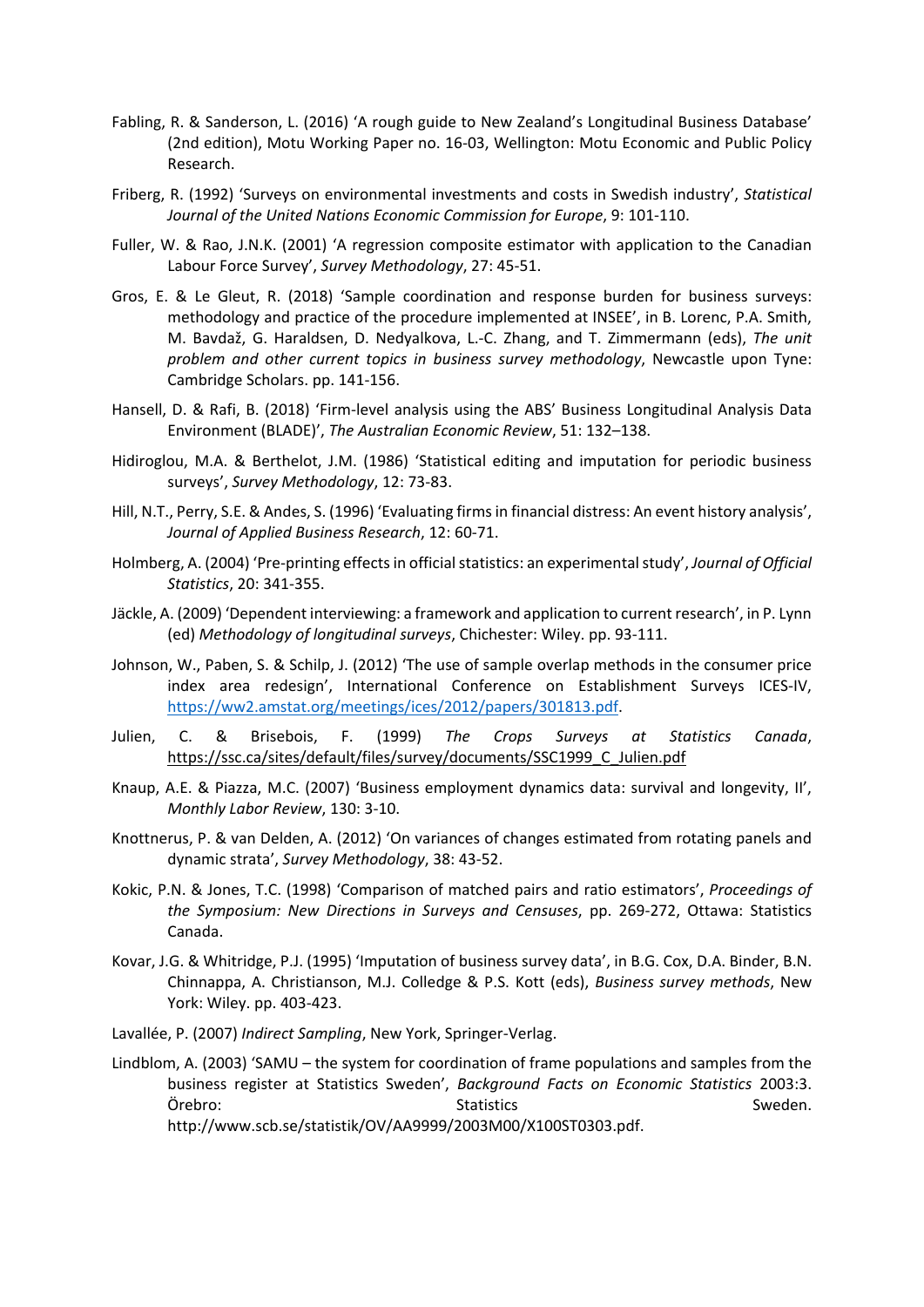Fabling, R. & Sanderson, L. (2016) 'A rough guide to New Zealand's Longitudinal Business Database' (2nd edition), Motu Working Paper no. 16-03, Wellington: Motu Economic and Public Policy Research.

Friberg, R. (1992) 'Surveys on environmental investments and costs in Swedish industry', *Statistical Journal of the United Nations Economic Commission for Europe*, 9: 101-110.

Fuller, W. & Rao, J.N.K. (2001) 'A regression composite estimator with application to the Canadian Labour Force Survey', *Survey Methodology*, 27: 45-51.

Gros, E. & Le Gleut, R. (2018) 'Sample coordination and response burden for business surveys: methodology and practice of the procedure implemented at INSEE', in B. Lorenc, P.A. Smith, M. Bavdaž, G. Haraldsen, D. Nedyalkova, L.-C. Zhang, and T. Zimmermann (eds), *The unit problem and other current topics in business survey methodology*, Newcastle upon Tyne: Cambridge Scholars. pp. 141-156.

Hansell, D. & Rafi, B. (2018) 'Firm-level analysis using the ABS' Business Longitudinal Analysis Data Environment (BLADE)', *The Australian Economic Review*, 51: 132–138.

Hidiroglou, M.A. & Berthelot, J.M. (1986) 'Statistical editing and imputation for periodic business surveys', *Survey Methodology*, 12: 73-83.

Hill, N.T., Perry, S.E. & Andes, S. (1996) 'Evaluating firms in financial distress: An event history analysis', *Journal of Applied Business Research*, 12: 60-71.

Holmberg, A. (2004) 'Pre-printing effects in official statistics: an experimental study', *Journal of Official Statistics*, 20: 341-355.

Jäckle, A. (2009) 'Dependent interviewing: a framework and application to current research', in P. Lynn (ed) *Methodology of longitudinal surveys*, Chichester: Wiley. pp. 93-111.

Johnson, W., Paben, S. & Schilp, J. (2012) 'The use of sample overlap methods in the consumer price index area redesign', International Conference on Establishment Surveys ICES-IV, https://ww2.amstat.org/meetings/ices/2012/papers/301813.pdf.

Julien, C. & Brisebois, F. (1999) *The Crops Surveys at Statistics Canada*, https://ssc.ca/sites/default/files/survey/documents/SSC1999_C_Julien.pdf

Knaup, A.E. & Piazza, M.C. (2007) 'Business employment dynamics data: survival and longevity, II', *Monthly Labor Review*, 130: 3-10.

Knottnerus, P. & van Delden, A. (2012) 'On variances of changes estimated from rotating panels and dynamic strata', *Survey Methodology*, 38: 43-52.

Kokic, P.N. & Jones, T.C. (1998) 'Comparison of matched pairs and ratio estimators', *Proceedings of the Symposium: New Directions in Surveys and Censuses*, pp. 269-272, Ottawa: Statistics Canada.

Kovar, J.G. & Whitridge, P.J. (1995) 'Imputation of business survey data', in B.G. Cox, D.A. Binder, B.N. Chinnappa, A. Christianson, M.J. Colledge & P.S. Kott (eds), *Business survey methods*, New York: Wiley. pp. 403-423.

Lavallée, P. (2007) *Indirect Sampling*, New York, Springer-Verlag.

Lindblom, A. (2003) 'SAMU – the system for coordination of frame populations and samples from the business register at Statistics Sweden', *Background Facts on Economic Statistics* 2003:3. Örebro: Statistics Sweden. http://www.scb.se/statistik/OV/AA9999/2003M00/X100ST0303.pdf.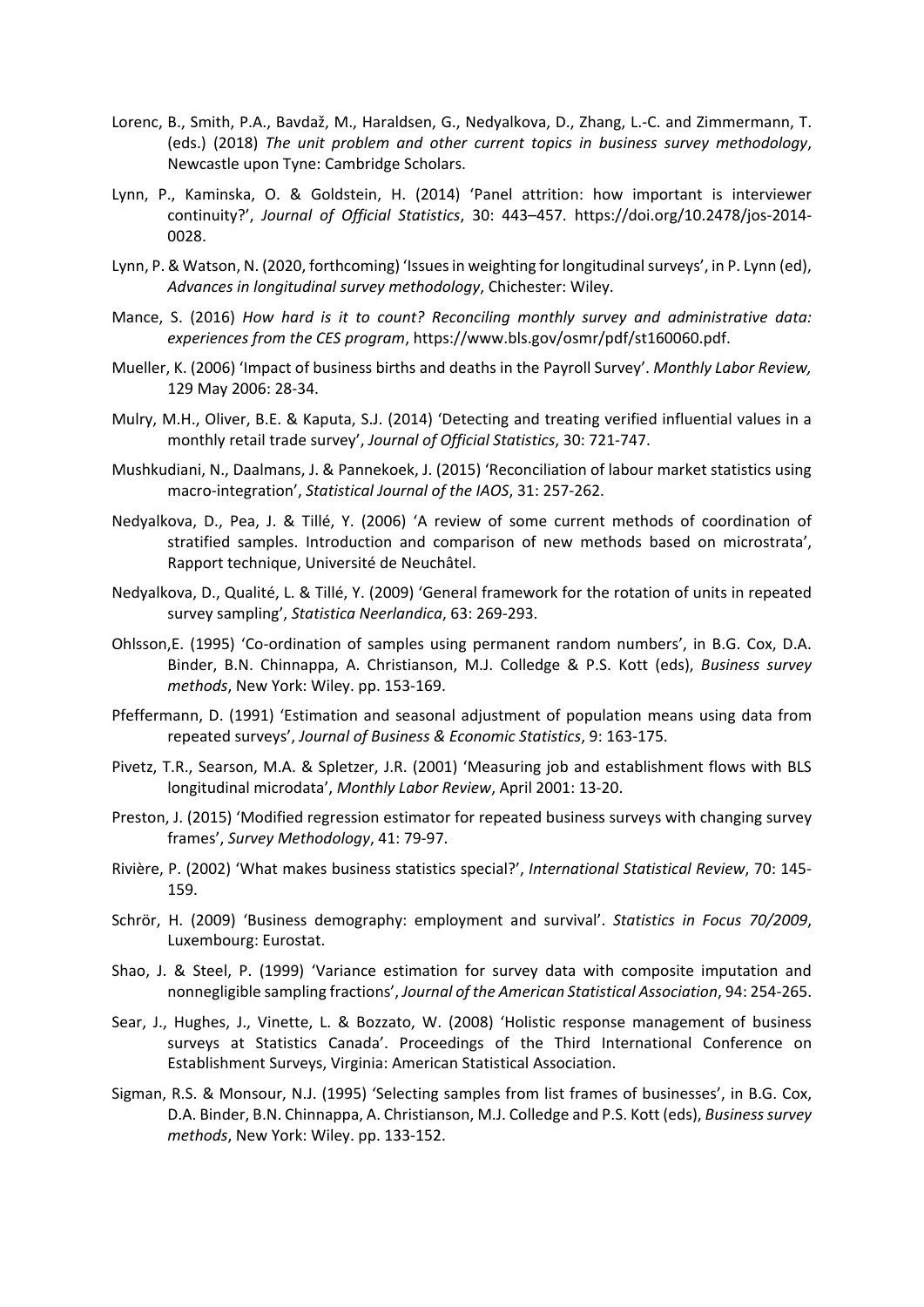Lorenc, B., Smith, P.A., Bavdaž, M., Haraldsen, G., Nedyalkova, D., Zhang, L.-C. and Zimmermann, T. (eds.) (2018) *The unit problem and other current topics in business survey methodology*, Newcastle upon Tyne: Cambridge Scholars.

Lynn, P., Kaminska, O. & Goldstein, H. (2014) 'Panel attrition: how important is interviewer continuity?', *Journal of Official Statistics*, 30: 443–457. https://doi.org/10.2478/jos-2014-0028.

Lynn, P. & Watson, N. (2020, forthcoming) 'Issues in weighting for longitudinal surveys', in P. Lynn (ed), *Advances in longitudinal survey methodology*, Chichester: Wiley.

Mance, S. (2016) *How hard is it to count? Reconciling monthly survey and administrative data: experiences from the CES program*, https://www.bls.gov/osmr/pdf/st160060.pdf.

Mueller, K. (2006) 'Impact of business births and deaths in the Payroll Survey'. *Monthly Labor Review,* 129 May 2006: 28-34.

Mulry, M.H., Oliver, B.E. & Kaputa, S.J. (2014) 'Detecting and treating verified influential values in a monthly retail trade survey', *Journal of Official Statistics*, 30: 721-747.

Mushkudiani, N., Daalmans, J. & Pannekoek, J. (2015) 'Reconciliation of labour market statistics using macro-integration', *Statistical Journal of the IAOS*, 31: 257-262.

Nedyalkova, D., Pea, J. & Tillé, Y. (2006) 'A review of some current methods of coordination of stratified samples. Introduction and comparison of new methods based on microstrata', Rapport technique, Université de Neuchâtel.

Nedyalkova, D., Qualité, L. & Tillé, Y. (2009) 'General framework for the rotation of units in repeated survey sampling', *Statistica Neerlandica*, 63: 269-293.

Ohlsson,E. (1995) 'Co-ordination of samples using permanent random numbers', in B.G. Cox, D.A. Binder, B.N. Chinnappa, A. Christianson, M.J. Colledge & P.S. Kott (eds), *Business survey methods*, New York: Wiley. pp. 153-169.

Pfeffermann, D. (1991) 'Estimation and seasonal adjustment of population means using data from repeated surveys', *Journal of Business & Economic Statistics*, 9: 163-175.

Pivetz, T.R., Searson, M.A. & Spletzer, J.R. (2001) 'Measuring job and establishment flows with BLS longitudinal microdata', *Monthly Labor Review*, April 2001: 13-20.

Preston, J. (2015) 'Modified regression estimator for repeated business surveys with changing survey frames', *Survey Methodology*, 41: 79-97.

Rivière, P. (2002) 'What makes business statistics special?', *International Statistical Review*, 70: 145-159.

Schrör, H. (2009) 'Business demography: employment and survival'. *Statistics in Focus 70/2009*, Luxembourg: Eurostat.

Shao, J. & Steel, P. (1999) 'Variance estimation for survey data with composite imputation and nonnegligible sampling fractions', *Journal of the American Statistical Association*, 94: 254-265.

Sear, J., Hughes, J., Vinette, L. & Bozzato, W. (2008) 'Holistic response management of business surveys at Statistics Canada'. Proceedings of the Third International Conference on Establishment Surveys, Virginia: American Statistical Association.

Sigman, R.S. & Monsour, N.J. (1995) 'Selecting samples from list frames of businesses', in B.G. Cox, D.A. Binder, B.N. Chinnappa, A. Christianson, M.J. Colledge and P.S. Kott (eds), *Business survey methods*, New York: Wiley. pp. 133-152.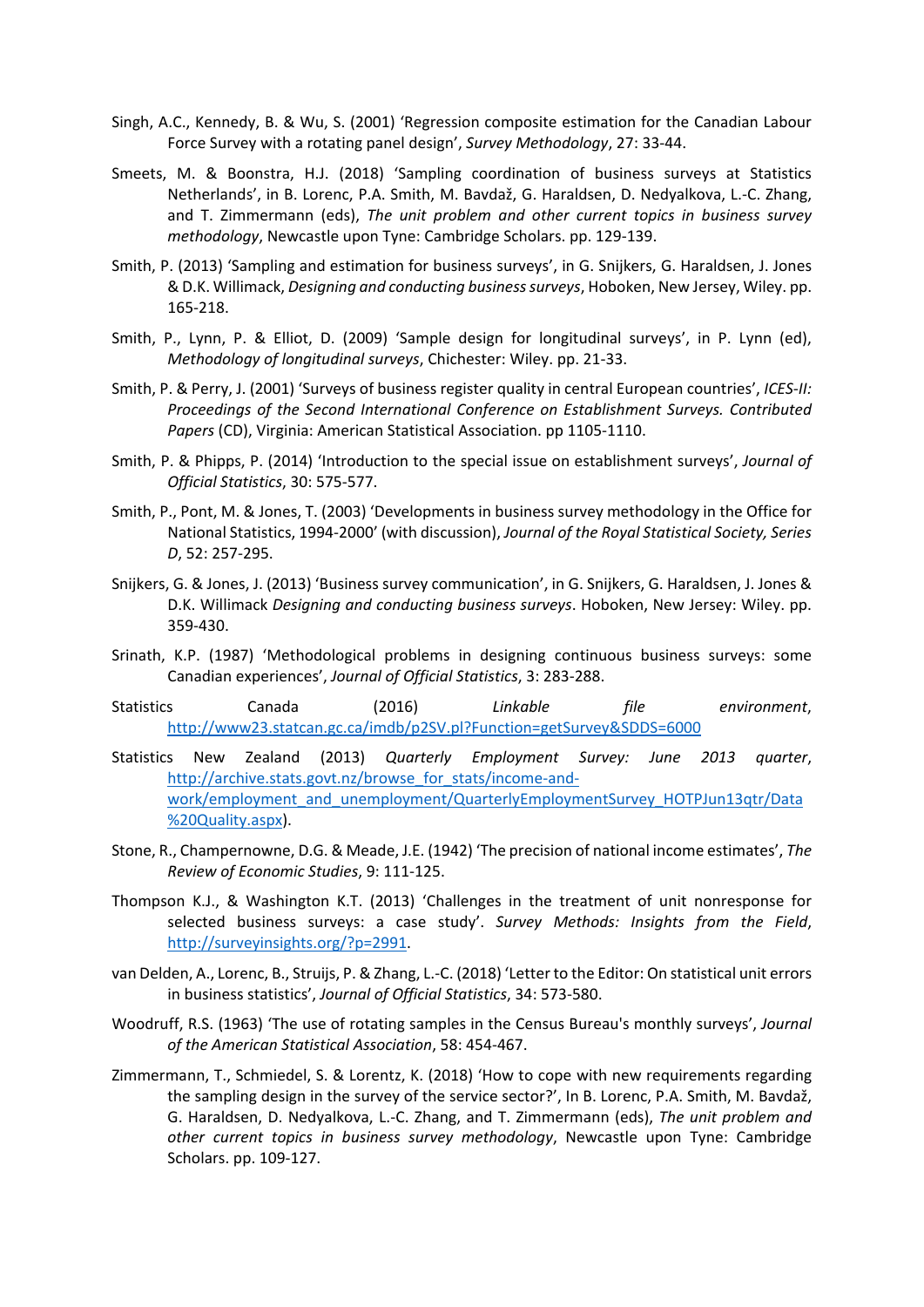Singh, A.C., Kennedy, B. & Wu, S. (2001) 'Regression composite estimation for the Canadian Labour Force Survey with a rotating panel design', *Survey Methodology*, 27: 33-44.

Smeets, M. & Boonstra, H.J. (2018) 'Sampling coordination of business surveys at Statistics Netherlands', in B. Lorenc, P.A. Smith, M. Bavdaž, G. Haraldsen, D. Nedyalkova, L.-C. Zhang, and T. Zimmermann (eds), *The unit problem and other current topics in business survey methodology*, Newcastle upon Tyne: Cambridge Scholars. pp. 129-139.

Smith, P. (2013) 'Sampling and estimation for business surveys', in G. Snijkers, G. Haraldsen, J. Jones & D.K. Willimack, *Designing and conducting business surveys*, Hoboken, New Jersey, Wiley. pp. 165-218.

Smith, P., Lynn, P. & Elliot, D. (2009) 'Sample design for longitudinal surveys', in P. Lynn (ed), *Methodology of longitudinal surveys*, Chichester: Wiley. pp. 21-33.

Smith, P. & Perry, J. (2001) 'Surveys of business register quality in central European countries', *ICES-II: Proceedings of the Second International Conference on Establishment Surveys. Contributed Papers* (CD), Virginia: American Statistical Association. pp 1105-1110.

Smith, P. & Phipps, P. (2014) 'Introduction to the special issue on establishment surveys', *Journal of Official Statistics*, 30: 575-577.

Smith, P., Pont, M. & Jones, T. (2003) 'Developments in business survey methodology in the Office for National Statistics, 1994-2000' (with discussion), *Journal of the Royal Statistical Society, Series D*, 52: 257-295.

Snijkers, G. & Jones, J. (2013) 'Business survey communication', in G. Snijkers, G. Haraldsen, J. Jones & D.K. Willimack *Designing and conducting business surveys*. Hoboken, New Jersey: Wiley. pp. 359-430.

Srinath, K.P. (1987) 'Methodological problems in designing continuous business surveys: some Canadian experiences', *Journal of Official Statistics*, 3: 283-288.

Statistics Canada (2016) *Linkable file environment*, http://www23.statcan.gc.ca/imdb/p2SV.pl?Function=getSurvey&SDDS=6000

Statistics New Zealand (2013) *Quarterly Employment Survey: June 2013 quarter*, http://archive.stats.govt.nz/browse_for_stats/income-and-work/employment_and_unemployment/QuarterlyEmploymentSurvey_HOTPJun13qtr/Data%20Quality.aspx).

Stone, R., Champernowne, D.G. & Meade, J.E. (1942) 'The precision of national income estimates', *The Review of Economic Studies*, 9: 111-125.

Thompson K.J., & Washington K.T. (2013) 'Challenges in the treatment of unit nonresponse for selected business surveys: a case study'. *Survey Methods: Insights from the Field*, http://surveyinsights.org/?p=2991.

van Delden, A., Lorenc, B., Struijs, P. & Zhang, L.-C. (2018) 'Letter to the Editor: On statistical unit errors in business statistics', *Journal of Official Statistics*, 34: 573-580.

Woodruff, R.S. (1963) 'The use of rotating samples in the Census Bureau's monthly surveys', *Journal of the American Statistical Association*, 58: 454-467.

Zimmermann, T., Schmiedel, S. & Lorentz, K. (2018) 'How to cope with new requirements regarding the sampling design in the survey of the service sector?', In B. Lorenc, P.A. Smith, M. Bavdaž, G. Haraldsen, D. Nedyalkova, L.-C. Zhang, and T. Zimmermann (eds), *The unit problem and other current topics in business survey methodology*, Newcastle upon Tyne: Cambridge Scholars. pp. 109-127.